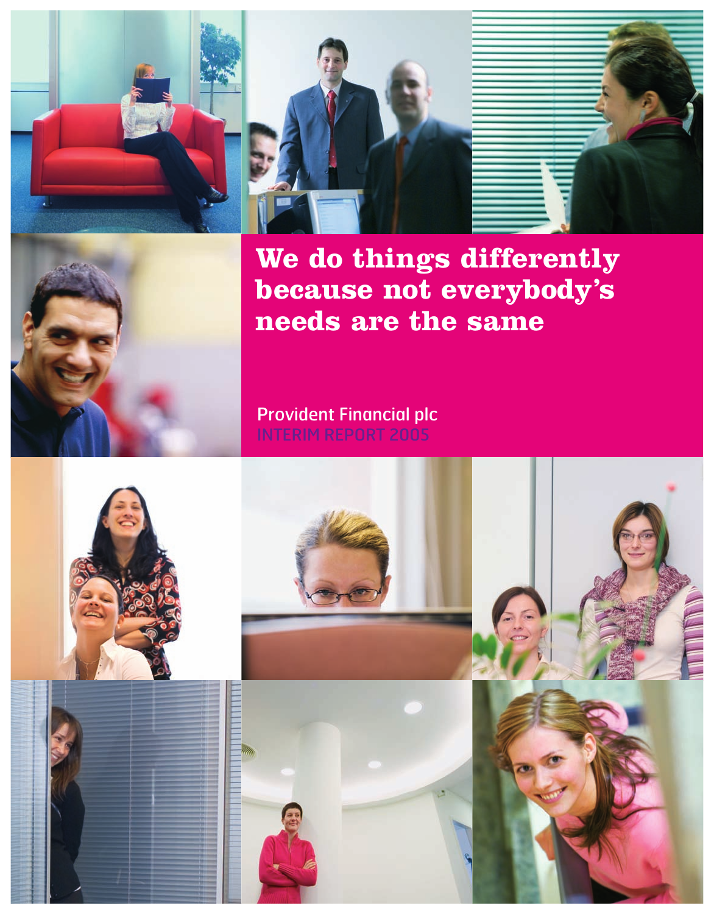# We do things differently because not everybody's needs are the same

Provident Financial plc

INTERIM REPORT 2005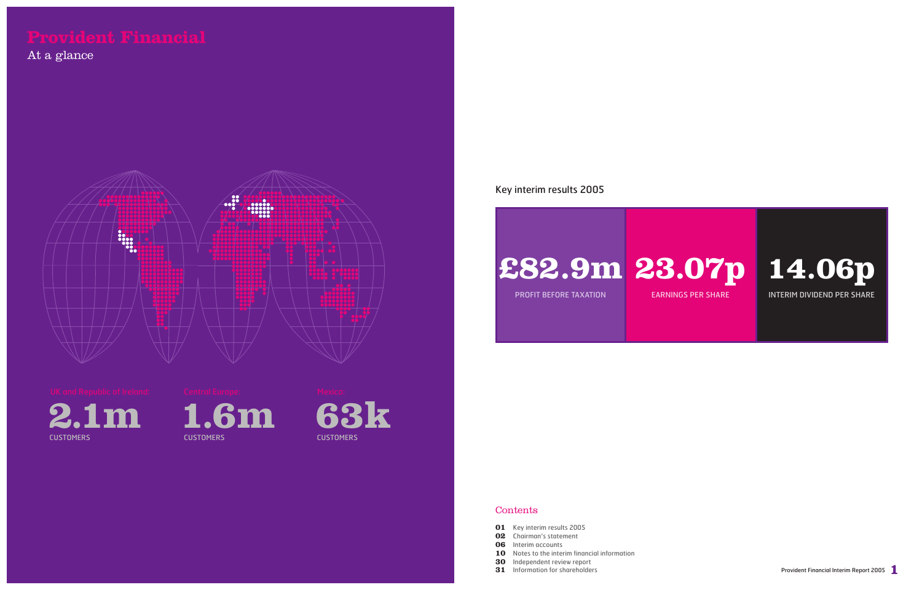# Provident Financial

At a glance

UK and Republic of Ireland:

**2.1m**

CUSTOMERS

Central Europe:

**1.6m**

CUSTOMERS

Mexico:

**63k**

CUSTOMERS

## Key interim results 2005

| £82.9m | 23.07p | 14.06p |
|---|---|---|
| PROFIT BEFORE TAXATION | EARNINGS PER SHARE | INTERIM DIVIDEND PER SHARE |

## Contents

- **01** Key interim results 2005
- **02** Chairman's statement
- **06** Interim accounts
- **10** Notes to the interim financial information
- **30** Independent review report
- **31** Information for shareholders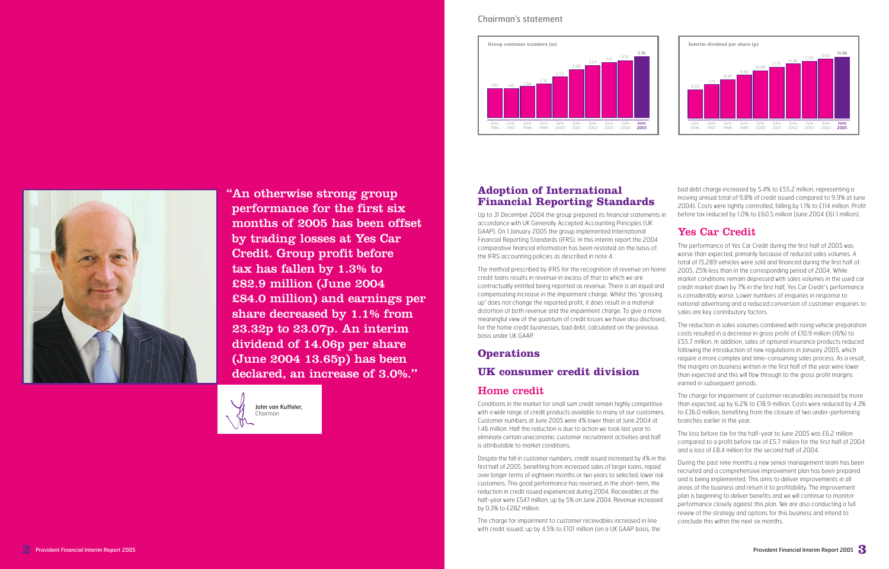## Chairman's statement

**Group customer numbers (m)**

| June 1996 | June 1997 | June 1998 | June 1999 | June 2000 | June 2001 | June 2002 | June 2003 | June 2004 | June 2005 |
|---|---|---|---|---|---|---|---|---|---|
| 1.82 | 1.81 | 1.94 | 2.10 | 2.52 | 2.98 | 3.24 | 3.41 | 3.52 | 3.76 |

**Interim dividend per share (p)**

| June 1996 | June 1997 | June 1998 | June 1999 | June 2000 | June 2001 | June 2002 | June 2003 | June 2004 | June 2005 |
|---|---|---|---|---|---|---|---|---|---|
| 6.50 | 7.75 | 8.90 | 9.90 | 10.90 | 11.75 | 12.45 | 13.10 | 13.65 | 14.06 |

"An otherwise strong group performance for the first six months of 2005 has been offset by trading losses at Yes Car Credit. Group profit before tax has fallen by 1.3% to £82.9 million (June 2004 £84.0 million) and earnings per share decreased by 1.1% from 23.32p to 23.07p. An interim dividend of 14.06p per share (June 2004 13.65p) has been declared, an increase of 3.0%."

John van Kuffeler,
Chairman

## Adoption of International Financial Reporting Standards

Up to 31 December 2004 the group prepared its financial statements in accordance with UK Generally Accepted Accounting Principles (UK GAAP). On 1 January 2005 the group implemented International Financial Reporting Standards (IFRS). In this interim report the 2004 comparative financial information has been restated on the basis of the IFRS accounting policies as described in note 4.

The method prescribed by IFRS for the recognition of revenue on home credit loans results in revenue in excess of that to which we are contractually entitled being reported as revenue. There is an equal and compensating increase in the impairment charge. Whilst this 'grossing up' does not change the reported profit, it does result in a material distortion of both revenue and the impairment charge. To give a more meaningful view of the quantum of credit losses we have also disclosed, for the home credit businesses, bad debt, calculated on the previous basis under UK GAAP.

## Operations

## UK consumer credit division

### Home credit

Conditions in the market for small sum credit remain highly competitive with a wide range of credit products available to many of our customers. Customer numbers at June 2005 were 4% lower than at June 2004 at 1.46 million. Half the reduction is due to action we took last year to eliminate certain uneconomic customer recruitment activities and half is attributable to market conditions.

Despite the fall in customer numbers, credit issued increased by 4% in the first half of 2005, benefiting from increased sales of larger loans, repaid over longer terms of eighteen months or two years to selected, lower risk customers. This good performance has reversed, in the short-term, the reduction in credit issued experienced during 2004. Receivables at the half-year were £547 million, up by 5% on June 2004. Revenue increased by 0.3% to £282 million.

The charge for impairment to customer receivables increased in line with credit issued, up by 4.5% to £101 million (on a UK GAAP basis, the bad debt charge increased by 5.4% to £55.2 million, representing a moving annual total of 9.8% of credit issued compared to 9.9% at June 2004). Costs were tightly controlled, falling by 1.1% to £114 million. Profit before tax reduced by 1.0% to £60.5 million (June 2004 £61.1 million).

### Yes Car Credit

The performance of Yes Car Credit during the first half of 2005 was worse than expected, primarily because of reduced sales volumes. A total of 15,289 vehicles were sold and financed during the first half of 2005, 25% less than in the corresponding period of 2004. While market conditions remain depressed with sales volumes in the used car credit market down by 7% in the first half, Yes Car Credit's performance is considerably worse. Lower numbers of enquiries in response to national advertising and a reduced conversion of customer enquiries to sales are key contributory factors.

The reduction in sales volumes combined with rising vehicle preparation costs resulted in a decrease in gross profit of £10.9 million (16%) to £55.7 million. In addition, sales of optional insurance products reduced following the introduction of new regulations in January 2005, which require a more complex and time-consuming sales process. As a result, the margins on business written in the first half of the year were lower than expected and this will flow through to the gross profit margins earned in subsequent periods.

The charge for impairment of customer receivables increased by more than expected, up by 6.2% to £18.9 million. Costs were reduced by 4.3% to £36.0 million, benefiting from the closure of two under-performing branches earlier in the year.

The loss before tax for the half-year to June 2005 was £6.2 million compared to a profit before tax of £5.7 million for the first half of 2004 and a loss of £8.4 million for the second half of 2004.

During the past nine months a new senior management team has been recruited and a comprehensive improvement plan has been prepared and is being implemented. This aims to deliver improvements in all areas of the business and return it to profitability. The improvement plan is beginning to deliver benefits and we will continue to monitor performance closely against this plan. We are also conducting a full review of the strategy and options for this business and intend to conclude this within the next six months.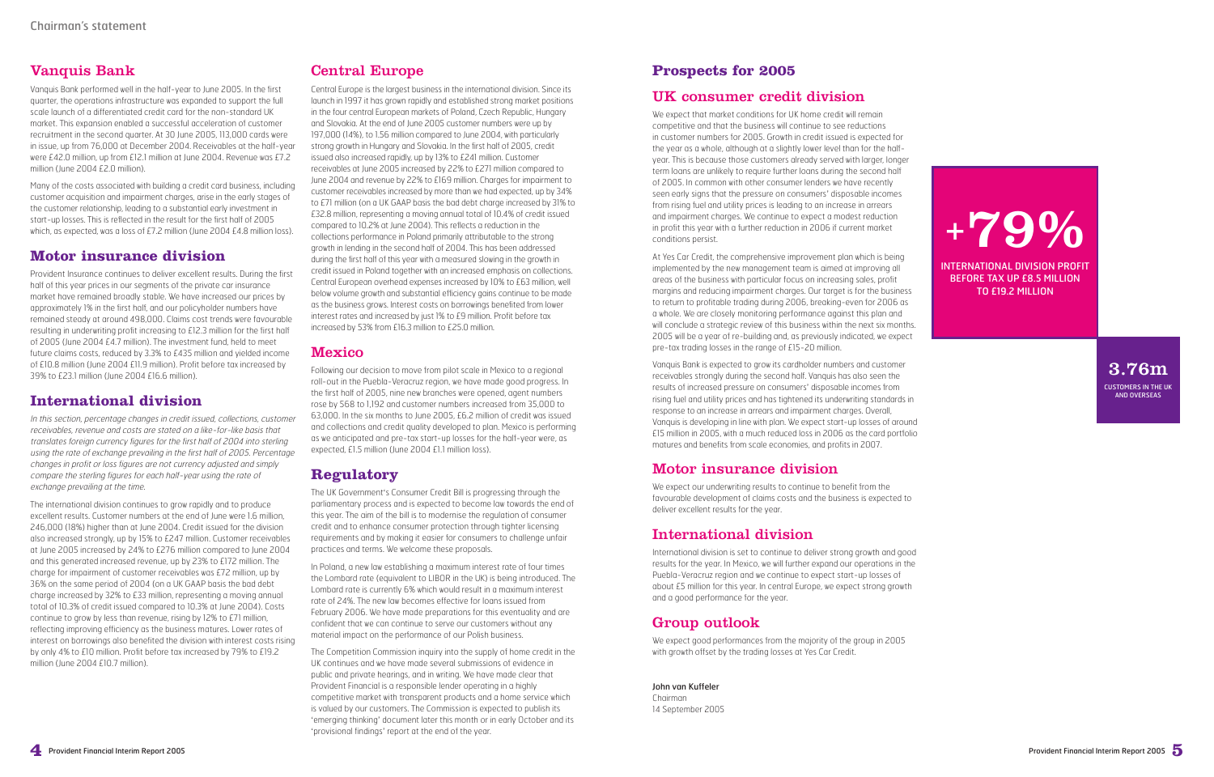Chairman's statement

## Vanquis Bank

Vanquis Bank performed well in the half-year to June 2005. In the first quarter, the operations infrastructure was expanded to support the full scale launch of a differentiated credit card for the non-standard UK market. This expansion enabled a successful acceleration of customer recruitment in the second quarter. At 30 June 2005, 113,000 cards were in issue, up from 76,000 at December 2004. Receivables at the half-year were £42.0 million, up from £12.1 million at June 2004. Revenue was £7.2 million (June 2004 £2.0 million).

Many of the costs associated with building a credit card business, including customer acquisition and impairment charges, arise in the early stages of the customer relationship, leading to a substantial early investment in start-up losses. This is reflected in the result for the first half of 2005 which, as expected, was a loss of £7.2 million (June 2004 £4.8 million loss).

## Motor insurance division

Provident Insurance continues to deliver excellent results. During the first half of this year prices in our segments of the private car insurance market have remained broadly stable. We have increased our prices by approximately 1% in the first half, and our policyholder numbers have remained steady at around 498,000. Claims cost trends were favourable resulting in underwriting profit increasing to £12.3 million for the first half of 2005 (June 2004 £4.7 million). The investment fund, held to meet future claims costs, reduced by 3.3% to £435 million and yielded income of £10.8 million (June 2004 £11.9 million). Profit before tax increased by 39% to £23.1 million (June 2004 £16.6 million).

## International division

*In this section, percentage changes in credit issued, collections, customer receivables, revenue and costs are stated on a like-for-like basis that translates foreign currency figures for the first half of 2004 into sterling using the rate of exchange prevailing in the first half of 2005. Percentage changes in profit or loss figures are not currency adjusted and simply compare the sterling figures for each half-year using the rate of exchange prevailing at the time.*

The international division continues to grow rapidly and to produce excellent results. Customer numbers at the end of June were 1.6 million, 246,000 (18%) higher than at June 2004. Credit issued for the division also increased strongly, up by 15% to £247 million. Customer receivables at June 2005 increased by 24% to £276 million compared to June 2004 and this generated increased revenue, up by 23% to £172 million. The charge for impairment of customer receivables was £72 million, up by 36% on the same period of 2004 (on a UK GAAP basis the bad debt charge increased by 32% to £33 million, representing a moving annual total of 10.3% of credit issued compared to 10.3% at June 2004). Costs continue to grow by less than revenue, rising by 12% to £71 million, reflecting improving efficiency as the business matures. Lower rates of interest on borrowings also benefited the division with interest costs rising by only 4% to £10 million. Profit before tax increased by 79% to £19.2 million (June 2004 £10.7 million).

## Central Europe

Central Europe is the largest business in the international division. Since its launch in 1997 it has grown rapidly and established strong market positions in the four central European markets of Poland, Czech Republic, Hungary and Slovakia. At the end of June 2005 customer numbers were up by 197,000 (14%), to 1.56 million compared to June 2004, with particularly strong growth in Hungary and Slovakia. In the first half of 2005, credit issued also increased rapidly, up by 13% to £241 million. Customer receivables at June 2005 increased by 22% to £271 million compared to June 2004 and revenue by 22% to £169 million. Charges for impairment to customer receivables increased by more than we had expected, up by 34% to £71 million (on a UK GAAP basis the bad debt charge increased by 31% to £32.8 million, representing a moving annual total of 10.4% of credit issued compared to 10.2% at June 2004). This reflects a reduction in the collections performance in Poland primarily attributable to the strong growth in lending in the second half of 2004. This has been addressed during the first half of this year with a measured slowing in the growth in credit issued in Poland together with an increased emphasis on collections. Central European overhead expenses increased by 10% to £63 million, well below volume growth and substantial efficiency gains continue to be made as the business grows. Interest costs on borrowings benefited from lower interest rates and increased by just 1% to £9 million. Profit before tax increased by 53% from £16.3 million to £25.0 million.

## Mexico

Following our decision to move from pilot scale in Mexico to a regional roll-out in the Puebla-Veracruz region, we have made good progress. In the first half of 2005, nine new branches were opened, agent numbers rose by 568 to 1,192 and customer numbers increased from 35,000 to 63,000. In the six months to June 2005, £6.2 million of credit was issued and collections and credit quality developed to plan. Mexico is performing as we anticipated and pre-tax start-up losses for the half-year were, as expected, £1.5 million (June 2004 £1.1 million loss).

## Regulatory

The UK Government's Consumer Credit Bill is progressing through the parliamentary process and is expected to become law towards the end of this year. The aim of the bill is to modernise the regulation of consumer credit and to enhance consumer protection through tighter licensing requirements and by making it easier for consumers to challenge unfair practices and terms. We welcome these proposals.

In Poland, a new law establishing a maximum interest rate of four times the Lombard rate (equivalent to LIBOR in the UK) is being introduced. The Lombard rate is currently 6% which would result in a maximum interest rate of 24%. The new law becomes effective for loans issued from February 2006. We have made preparations for this eventuality and are confident that we can continue to serve our customers without any material impact on the performance of our Polish business.

The Competition Commission inquiry into the supply of home credit in the UK continues and we have made several submissions of evidence in public and private hearings, and in writing. We have made clear that Provident Financial is a responsible lender operating in a highly competitive market with transparent products and a home service which is valued by our customers. The Commission is expected to publish its 'emerging thinking' document later this month or in early October and its 'provisional findings' report at the end of the year.

# Prospects for 2005

## UK consumer credit division

We expect that market conditions for UK home credit will remain competitive and that the business will continue to see reductions in customer numbers for 2005. Growth in credit issued is expected for the year as a whole, although at a slightly lower level than for the half-year. This is because those customers already served with larger, longer term loans are unlikely to require further loans during the second half of 2005. In common with other consumer lenders we have recently seen early signs that the pressure on consumers' disposable incomes from rising fuel and utility prices is leading to an increase in arrears and impairment charges. We continue to expect a modest reduction in profit this year with a further reduction in 2006 if current market conditions persist.

At Yes Car Credit, the comprehensive improvement plan which is being implemented by the new management team is aimed at improving all areas of the business with particular focus on increasing sales, profit margins and reducing impairment charges. Our target is for the business to return to profitable trading during 2006, breaking-even for 2006 as a whole. We are closely monitoring performance against this plan and will conclude a strategic review of this business within the next six months. 2005 will be a year of re-building and, as previously indicated, we expect pre-tax trading losses in the range of £15-20 million.

Vanquis Bank is expected to grow its cardholder numbers and customer receivables strongly during the second half. Vanquis has also seen the results of increased pressure on consumers' disposable incomes from rising fuel and utility prices and has tightened its underwriting standards in response to an increase in arrears and impairment charges. Overall, Vanquis is developing in line with plan. We expect start-up losses of around £15 million in 2005, with a much reduced loss in 2006 as the card portfolio matures and benefits from scale economies, and profits in 2007.

## Motor insurance division

We expect our underwriting results to continue to benefit from the favourable development of claims costs and the business is expected to deliver excellent results for the year.

## International division

International division is set to continue to deliver strong growth and good results for the year. In Mexico, we will further expand our operations in the Puebla-Veracruz region and we continue to expect start-up losses of about £5 million for this year. In central Europe, we expect strong growth and a good performance for the year.

## Group outlook

We expect good performances from the majority of the group in 2005 with growth offset by the trading losses at Yes Car Credit.

**John van Kuffeler**
Chairman
14 September 2005

**+79%**
INTERNATIONAL DIVISION PROFIT BEFORE TAX UP £8.5 MILLION TO £19.2 MILLION

**3.76m**
CUSTOMERS IN THE UK AND OVERSEAS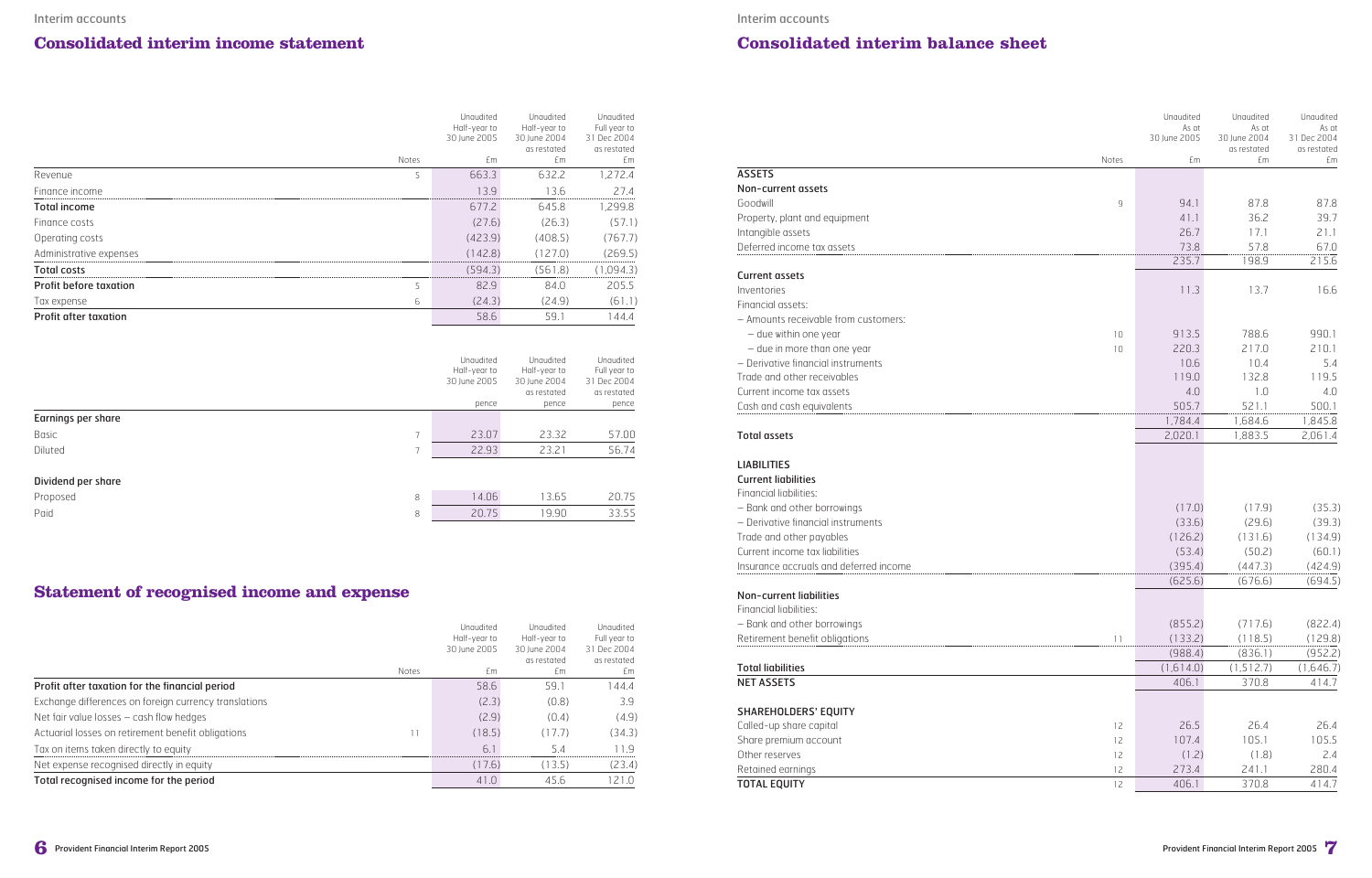## Consolidated interim income statement

| | Notes | Unaudited Half-year to 30 June 2005 £m | Unaudited Half-year to 30 June 2004 as restated £m | Unaudited Full year to 31 Dec 2004 as restated £m |
|---|---|---|---|---|
| Revenue | 5 | 663.3 | 632.2 | 1,272.4 |
| Finance income | | 13.9 | 13.6 | 27.4 |
| **Total income** | | 677.2 | 645.8 | 1,299.8 |
| Finance costs | | (27.6) | (26.3) | (57.1) |
| Operating costs | | (423.9) | (408.5) | (767.7) |
| Administrative expenses | | (142.8) | (127.0) | (269.5) |
| **Total costs** | | (594.3) | (561.8) | (1,094.3) |
| **Profit before taxation** | 5 | 82.9 | 84.0 | 205.5 |
| Tax expense | 6 | (24.3) | (24.9) | (61.1) |
| **Profit after taxation** | | 58.6 | 59.1 | 144.4 |

| | Notes | Unaudited Half-year to 30 June 2005 pence | Unaudited Half-year to 30 June 2004 as restated pence | Unaudited Full year to 31 Dec 2004 as restated pence |
|---|---|---|---|---|
| **Earnings per share** | | | | |
| Basic | 7 | 23.07 | 23.32 | 57.00 |
| Diluted | 7 | 22.93 | 23.21 | 56.74 |
| **Dividend per share** | | | | |
| Proposed | 8 | 14.06 | 13.65 | 20.75 |
| Paid | 8 | 20.75 | 19.90 | 33.55 |

## Statement of recognised income and expense

| | Notes | Unaudited Half-year to 30 June 2005 £m | Unaudited Half-year to 30 June 2004 as restated £m | Unaudited Full year to 31 Dec 2004 as restated £m |
|---|---|---|---|---|
| **Profit after taxation for the financial period** | | 58.6 | 59.1 | 144.4 |
| Exchange differences on foreign currency translations | | (2.3) | (0.8) | 3.9 |
| Net fair value losses – cash flow hedges | | (2.9) | (0.4) | (4.9) |
| Actuarial losses on retirement benefit obligations | 11 | (18.5) | (17.7) | (34.3) |
| Tax on items taken directly to equity | | 6.1 | 5.4 | 11.9 |
| Net expense recognised directly in equity | | (17.6) | (13.5) | (23.4) |
| **Total recognised income for the period** | | 41.0 | 45.6 | 121.0 |

## Consolidated interim balance sheet

| | Notes | Unaudited As at 30 June 2005 £m | Unaudited As at 30 June 2004 as restated £m | Unaudited As at 31 Dec 2004 as restated £m |
|---|---|---|---|---|
| **ASSETS** | | | | |
| **Non-current assets** | | | | |
| Goodwill | 9 | 94.1 | 87.8 | 87.8 |
| Property, plant and equipment | | 41.1 | 36.2 | 39.7 |
| Intangible assets | | 26.7 | 17.1 | 21.1 |
| Deferred income tax assets | | 73.8 | 57.8 | 67.0 |
| | | 235.7 | 198.9 | 215.6 |
| **Current assets** | | | | |
| Inventories | | 11.3 | 13.7 | 16.6 |
| Financial assets: | | | | |
| – Amounts receivable from customers: | | | | |
| – due within one year | 10 | 913.5 | 788.6 | 990.1 |
| – due in more than one year | 10 | 220.3 | 217.0 | 210.1 |
| – Derivative financial instruments | | 10.6 | 10.4 | 5.4 |
| Trade and other receivables | | 119.0 | 132.8 | 119.5 |
| Current income tax assets | | 4.0 | 1.0 | 4.0 |
| Cash and cash equivalents | | 505.7 | 521.1 | 500.1 |
| | | 1,784.4 | 1,684.6 | 1,845.8 |
| **Total assets** | | 2,020.1 | 1,883.5 | 2,061.4 |
| **LIABILITIES** | | | | |
| **Current liabilities** | | | | |
| Financial liabilities: | | | | |
| – Bank and other borrowings | | (17.0) | (17.9) | (35.3) |
| – Derivative financial instruments | | (33.6) | (29.6) | (39.3) |
| Trade and other payables | | (126.2) | (131.6) | (134.9) |
| Current income tax liabilities | | (53.4) | (50.2) | (60.1) |
| Insurance accruals and deferred income | | (395.4) | (447.3) | (424.9) |
| | | (625.6) | (676.6) | (694.5) |
| **Non-current liabilities** | | | | |
| Financial liabilities: | | | | |
| – Bank and other borrowings | | (855.2) | (717.6) | (822.4) |
| Retirement benefit obligations | 11 | (133.2) | (118.5) | (129.8) |
| | | (988.4) | (836.1) | (952.2) |
| **Total liabilities** | | (1,614.0) | (1,512.7) | (1,646.7) |
| **NET ASSETS** | | 406.1 | 370.8 | 414.7 |
| **SHAREHOLDERS' EQUITY** | | | | |
| Called-up share capital | 12 | 26.5 | 26.4 | 26.4 |
| Share premium account | 12 | 107.4 | 105.1 | 105.5 |
| Other reserves | 12 | (1.2) | (1.8) | 2.4 |
| Retained earnings | 12 | 273.4 | 241.1 | 280.4 |
| **TOTAL EQUITY** | 12 | 406.1 | 370.8 | 414.7 |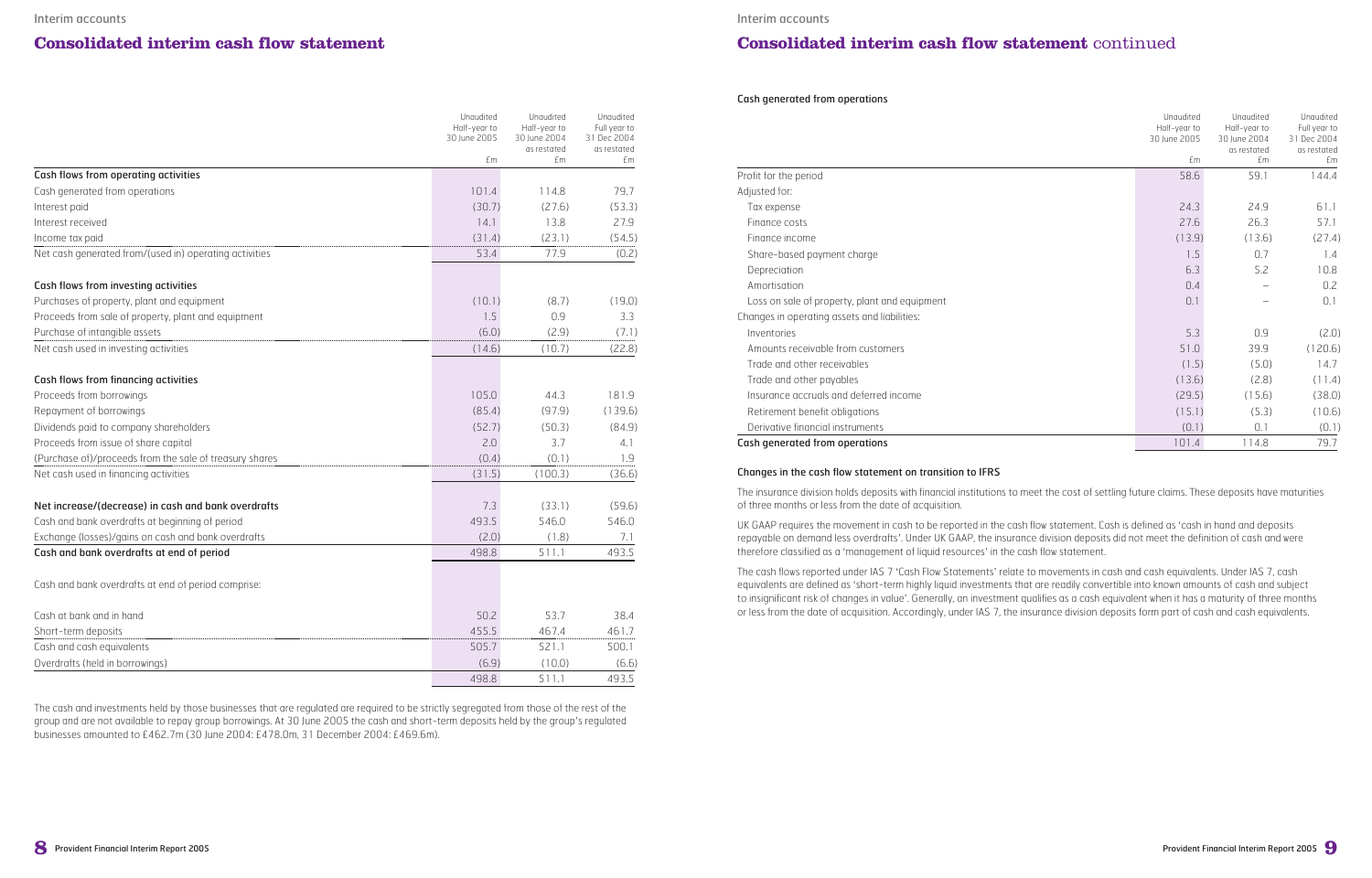# Consolidated interim cash flow statement

| | Unaudited Half-year to 30 June 2005 £m | Unaudited Half-year to 30 June 2004 as restated £m | Unaudited Full year to 31 Dec 2004 as restated £m |
|---|---|---|---|
| **Cash flows from operating activities** | | | |
| Cash generated from operations | 101.4 | 114.8 | 79.7 |
| Interest paid | (30.7) | (27.6) | (53.3) |
| Interest received | 14.1 | 13.8 | 27.9 |
| Income tax paid | (31.4) | (23.1) | (54.5) |
| Net cash generated from/(used in) operating activities | 53.4 | 77.9 | (0.2) |
| **Cash flows from investing activities** | | | |
| Purchases of property, plant and equipment | (10.1) | (8.7) | (19.0) |
| Proceeds from sale of property, plant and equipment | 1.5 | 0.9 | 3.3 |
| Purchase of intangible assets | (6.0) | (2.9) | (7.1) |
| Net cash used in investing activities | (14.6) | (10.7) | (22.8) |
| **Cash flows from financing activities** | | | |
| Proceeds from borrowings | 105.0 | 44.3 | 181.9 |
| Repayment of borrowings | (85.4) | (97.9) | (139.6) |
| Dividends paid to company shareholders | (52.7) | (50.3) | (84.9) |
| Proceeds from issue of share capital | 2.0 | 3.7 | 4.1 |
| (Purchase of)/proceeds from the sale of treasury shares | (0.4) | (0.1) | 1.9 |
| Net cash used in financing activities | (31.5) | (100.3) | (36.6) |
| **Net increase/(decrease) in cash and bank overdrafts** | 7.3 | (33.1) | (59.6) |
| Cash and bank overdrafts at beginning of period | 493.5 | 546.0 | 546.0 |
| Exchange (losses)/gains on cash and bank overdrafts | (2.0) | (1.8) | 7.1 |
| **Cash and bank overdrafts at end of period** | 498.8 | 511.1 | 493.5 |
| Cash and bank overdrafts at end of period comprise: | | | |
| Cash at bank and in hand | 50.2 | 53.7 | 38.4 |
| Short-term deposits | 455.5 | 467.4 | 461.7 |
| Cash and cash equivalents | 505.7 | 521.1 | 500.1 |
| Overdrafts (held in borrowings) | (6.9) | (10.0) | (6.6) |
| | 498.8 | 511.1 | 493.5 |

The cash and investments held by those businesses that are regulated are required to be strictly segregated from those of the rest of the group and are not available to repay group borrowings. At 30 June 2005 the cash and short-term deposits held by the group's regulated businesses amounted to £462.7m (30 June 2004: £478.0m, 31 December 2004: £469.6m).

# Consolidated interim cash flow statement continued

### Cash generated from operations

| | Unaudited Half-year to 30 June 2005 £m | Unaudited Half-year to 30 June 2004 as restated £m | Unaudited Full year to 31 Dec 2004 as restated £m |
|---|---|---|---|
| Profit for the period | 58.6 | 59.1 | 144.4 |
| Adjusted for: | | | |
| Tax expense | 24.3 | 24.9 | 61.1 |
| Finance costs | 27.6 | 26.3 | 57.1 |
| Finance income | (13.9) | (13.6) | (27.4) |
| Share-based payment charge | 1.5 | 0.7 | 1.4 |
| Depreciation | 6.3 | 5.2 | 10.8 |
| Amortisation | 0.4 | – | 0.2 |
| Loss on sale of property, plant and equipment | 0.1 | – | 0.1 |
| Changes in operating assets and liabilities: | | | |
| Inventories | 5.3 | 0.9 | (2.0) |
| Amounts receivable from customers | 51.0 | 39.9 | (120.6) |
| Trade and other receivables | (1.5) | (5.0) | 14.7 |
| Trade and other payables | (13.6) | (2.8) | (11.4) |
| Insurance accruals and deferred income | (29.5) | (15.6) | (38.0) |
| Retirement benefit obligations | (15.1) | (5.3) | (10.6) |
| Derivative financial instruments | (0.1) | 0.1 | (0.1) |
| **Cash generated from operations** | 101.4 | 114.8 | 79.7 |

### Changes in the cash flow statement on transition to IFRS

The insurance division holds deposits with financial institutions to meet the cost of settling future claims. These deposits have maturities of three months or less from the date of acquisition.

UK GAAP requires the movement in cash to be reported in the cash flow statement. Cash is defined as 'cash in hand and deposits repayable on demand less overdrafts'. Under UK GAAP, the insurance division deposits did not meet the definition of cash and were therefore classified as a 'management of liquid resources' in the cash flow statement.

The cash flows reported under IAS 7 'Cash Flow Statements' relate to movements in cash and cash equivalents. Under IAS 7, cash equivalents are defined as 'short-term highly liquid investments that are readily convertible into known amounts of cash and subject to insignificant risk of changes in value'. Generally, an investment qualifies as a cash equivalent when it has a maturity of three months or less from the date of acquisition. Accordingly, under IAS 7, the insurance division deposits form part of cash and cash equivalents.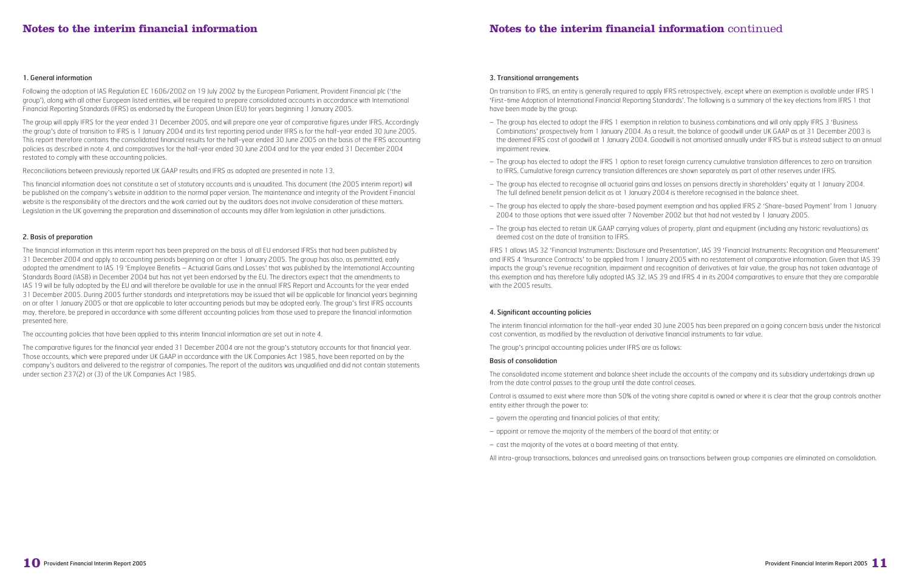# Notes to the interim financial information

## 1. General information

Following the adoption of IAS Regulation EC 1606/2002 on 19 July 2002 by the European Parliament, Provident Financial plc ('the group'), along with all other European listed entities, will be required to prepare consolidated accounts in accordance with International Financial Reporting Standards (IFRS) as endorsed by the European Union (EU) for years beginning 1 January 2005.

The group will apply IFRS for the year ended 31 December 2005, and will prepare one year of comparative figures under IFRS. Accordingly the group's date of transition to IFRS is 1 January 2004 and its first reporting period under IFRS is for the half-year ended 30 June 2005. This report therefore contains the consolidated financial results for the half-year ended 30 June 2005 on the basis of the IFRS accounting policies as described in note 4, and comparatives for the half-year ended 30 June 2004 and for the year ended 31 December 2004 restated to comply with these accounting policies.

Reconciliations between previously reported UK GAAP results and IFRS as adopted are presented in note 13.

This financial information does not constitute a set of statutory accounts and is unaudited. This document (the 2005 interim report) will be published on the company's website in addition to the normal paper version. The maintenance and integrity of the Provident Financial website is the responsibility of the directors and the work carried out by the auditors does not involve consideration of these matters. Legislation in the UK governing the preparation and dissemination of accounts may differ from legislation in other jurisdictions.

## 2. Basis of preparation

The financial information in this interim report has been prepared on the basis of all EU endorsed IFRSs that had been published by 31 December 2004 and apply to accounting periods beginning on or after 1 January 2005. The group has also, as permitted, early adopted the amendment to IAS 19 'Employee Benefits – Actuarial Gains and Losses' that was published by the International Accounting Standards Board (IASB) in December 2004 but has not yet been endorsed by the EU. The directors expect that the amendments to IAS 19 will be fully adopted by the EU and will therefore be available for use in the annual IFRS Report and Accounts for the year ended 31 December 2005. During 2005 further standards and interpretations may be issued that will be applicable for financial years beginning on or after 1 January 2005 or that are applicable to later accounting periods but may be adopted early. The group's first IFRS accounts may, therefore, be prepared in accordance with some different accounting policies from those used to prepare the financial information presented here.

The accounting policies that have been applied to this interim financial information are set out in note 4.

The comparative figures for the financial year ended 31 December 2004 are not the group's statutory accounts for that financial year. Those accounts, which were prepared under UK GAAP in accordance with the UK Companies Act 1985, have been reported on by the company's auditors and delivered to the registrar of companies. The report of the auditors was unqualified and did not contain statements under section 237(2) or (3) of the UK Companies Act 1985.

# Notes to the interim financial information continued

## 3. Transitional arrangements

On transition to IFRS, an entity is generally required to apply IFRS retrospectively, except where an exemption is available under IFRS 1 'First-time Adoption of International Financial Reporting Standards'. The following is a summary of the key elections from IFRS 1 that have been made by the group.

– The group has elected to adopt the IFRS 1 exemption in relation to business combinations and will only apply IFRS 3 'Business Combinations' prospectively from 1 January 2004. As a result, the balance of goodwill under UK GAAP as at 31 December 2003 is the deemed IFRS cost of goodwill at 1 January 2004. Goodwill is not amortised annually under IFRS but is instead subject to an annual impairment review.

– The group has elected to adopt the IFRS 1 option to reset foreign currency cumulative translation differences to zero on transition to IFRS. Cumulative foreign currency translation differences are shown separately as part of other reserves under IFRS.

– The group has elected to recognise all actuarial gains and losses on pensions directly in shareholders' equity at 1 January 2004. The full defined benefit pension deficit as at 1 January 2004 is therefore recognised in the balance sheet.

– The group has elected to apply the share-based payment exemption and has applied IFRS 2 'Share-based Payment' from 1 January 2004 to those options that were issued after 7 November 2002 but that had not vested by 1 January 2005.

– The group has elected to retain UK GAAP carrying values of property, plant and equipment (including any historic revaluations) as deemed cost on the date of transition to IFRS.

IFRS 1 allows IAS 32 'Financial Instruments: Disclosure and Presentation', IAS 39 'Financial Instruments: Recognition and Measurement' and IFRS 4 'Insurance Contracts' to be applied from 1 January 2005 with no restatement of comparative information. Given that IAS 39 impacts the group's revenue recognition, impairment and recognition of derivatives at fair value, the group has not taken advantage of this exemption and has therefore fully adopted IAS 32, IAS 39 and IFRS 4 in its 2004 comparatives to ensure that they are comparable with the 2005 results.

## 4. Significant accounting policies

The interim financial information for the half-year ended 30 June 2005 has been prepared on a going concern basis under the historical cost convention, as modified by the revaluation of derivative financial instruments to fair value.

The group's principal accounting policies under IFRS are as follows:

### Basis of consolidation

The consolidated income statement and balance sheet include the accounts of the company and its subsidiary undertakings drawn up from the date control passes to the group until the date control ceases.

Control is assumed to exist where more than 50% of the voting share capital is owned or where it is clear that the group controls another entity either through the power to:

– govern the operating and financial policies of that entity;

– appoint or remove the majority of the members of the board of that entity; or

– cast the majority of the votes at a board meeting of that entity.

All intra-group transactions, balances and unrealised gains on transactions between group companies are eliminated on consolidation.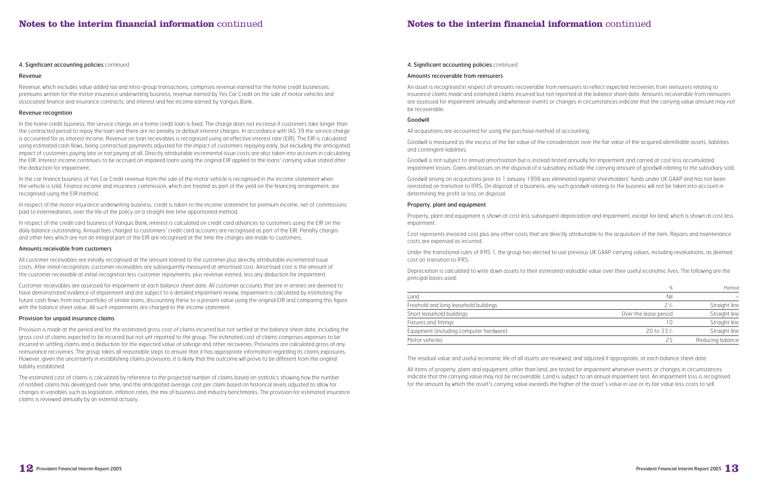## 4. Significant accounting policies continued

### Revenue

Revenue, which excludes value added tax and intra-group transactions, comprises revenue earned for the home credit businesses; premiums written for the motor insurance underwriting business; revenue earned by Yes Car Credit on the sale of motor vehicles and associated finance and insurance contracts; and interest and fee income earned by Vanquis Bank.

### Revenue recognition

In the home credit business, the service charge on a home credit loan is fixed. The charge does not increase if customers take longer than the contracted period to repay the loan and there are no penalty or default interest charges. In accordance with IAS 39 the service charge is accounted for as interest income. Revenue on loan receivables is recognised using an effective interest rate (EIR). The EIR is calculated using estimated cash flows, being contractual payments adjusted for the impact of customers repaying early, but excluding the anticipated impact of customers paying late or not paying at all. Directly attributable incremental issue costs are also taken into account in calculating the EIR. Interest income continues to be accrued on impaired loans using the original EIR applied to the loans' carrying value stated after the deduction for impairment.

In the car finance business of Yes Car Credit revenue from the sale of the motor vehicle is recognised in the income statement when the vehicle is sold. Finance income and insurance commission, which are treated as part of the yield on the financing arrangement, are recognised using the EIR method.

In respect of the motor insurance underwriting business, credit is taken to the income statement for premium income, net of commissions paid to intermediaries, over the life of the policy on a straight line time apportioned method.

In respect of the credit card business of Vanquis Bank, interest is calculated on credit card advances to customers using the EIR on the daily balance outstanding. Annual fees charged to customers' credit card accounts are recognised as part of the EIR. Penalty charges and other fees which are not an integral part of the EIR are recognised at the time the charges are made to customers.

### Amounts receivable from customers

All customer receivables are initially recognised at the amount loaned to the customer plus directly attributable incremental issue costs. After initial recognition, customer receivables are subsequently measured at amortised cost. Amortised cost is the amount of the customer receivable at initial recognition less customer repayments, plus revenue earned, less any deduction for impairment.

Customer receivables are assessed for impairment at each balance sheet date. All customer accounts that are in arrears are deemed to have demonstrated evidence of impairment and are subject to a detailed impairment review. Impairment is calculated by estimating the future cash flows from each portfolio of similar loans, discounting these to a present value using the original EIR and comparing this figure with the balance sheet value. All such impairments are charged to the income statement.

### Provision for unpaid insurance claims

Provision is made at the period end for the estimated gross cost of claims incurred but not settled at the balance sheet date, including the gross cost of claims expected to be incurred but not yet reported to the group. The estimated cost of claims comprises expenses to be incurred in settling claims and a deduction for the expected value of salvage and other recoveries. Provisions are calculated gross of any reinsurance recoveries. The group takes all reasonable steps to ensure that it has appropriate information regarding its claims exposures. However, given the uncertainty in establishing claims provisions, it is likely that the outcome will prove to be different from the original liability established.

The estimated cost of claims is calculated by reference to the projected number of claims based on statistics showing how the number of notified claims has developed over time, and the anticipated average cost per claim based on historical levels adjusted to allow for changes in variables such as legislation, inflation rates, the mix of business and industry benchmarks. The provision for estimated insurance claims is reviewed annually by an external actuary.

### Amounts recoverable from reinsurers

An asset is recognised in respect of amounts recoverable from reinsurers to reflect expected recoveries from reinsurers relating to insurance claims made and estimated claims incurred but not reported at the balance sheet date. Amounts recoverable from reinsurers are assessed for impairment annually and whenever events or changes in circumstances indicate that the carrying value amount may not be recoverable.

### Goodwill

All acquisitions are accounted for using the purchase method of accounting.

Goodwill is measured as the excess of the fair value of the consideration over the fair value of the acquired identifiable assets, liabilities and contingent liabilities.

Goodwill is not subject to annual amortisation but is instead tested annually for impairment and carried at cost less accumulated impairment losses. Gains and losses on the disposal of a subsidiary include the carrying amount of goodwill relating to the subsidiary sold.

Goodwill arising on acquisitions prior to 1 January 1998 was eliminated against shareholders' funds under UK GAAP and has not been reinstated on transition to IFRS. On disposal of a business, any such goodwill relating to the business will not be taken into account in determining the profit or loss on disposal.

### Property, plant and equipment

Property, plant and equipment is shown at cost less subsequent depreciation and impairment, except for land, which is shown at cost less impairment.

Cost represents invoiced cost plus any other costs that are directly attributable to the acquisition of the item. Repairs and maintenance costs are expensed as incurred.

Under the transitional rules of IFRS 1, the group has elected to use previous UK GAAP carrying values, including revaluations, as deemed cost on transition to IFRS.

Depreciation is calculated to write down assets to their estimated realisable value over their useful economic lives. The following are the principal bases used:

| | % | Method |
|---|---|---|
| Land | Nil | – |
| Freehold and long leasehold buildings | 2½ | Straight line |
| Short leasehold buildings | Over the lease period | Straight line |
| Fixtures and fittings | 10 | Straight line |
| Equipment (including computer hardware) | 20 to 33⅓ | Straight line |
| Motor vehicles | 25 | Reducing balance |

The residual value and useful economic life of all assets are reviewed, and adjusted if appropriate, at each balance sheet date.

All items of property, plant and equipment, other than land, are tested for impairment whenever events or changes in circumstances indicate that the carrying value may not be recoverable. Land is subject to an annual impairment test. An impairment loss is recognised for the amount by which the asset's carrying value exceeds the higher of the asset's value in use or its fair value less costs to sell.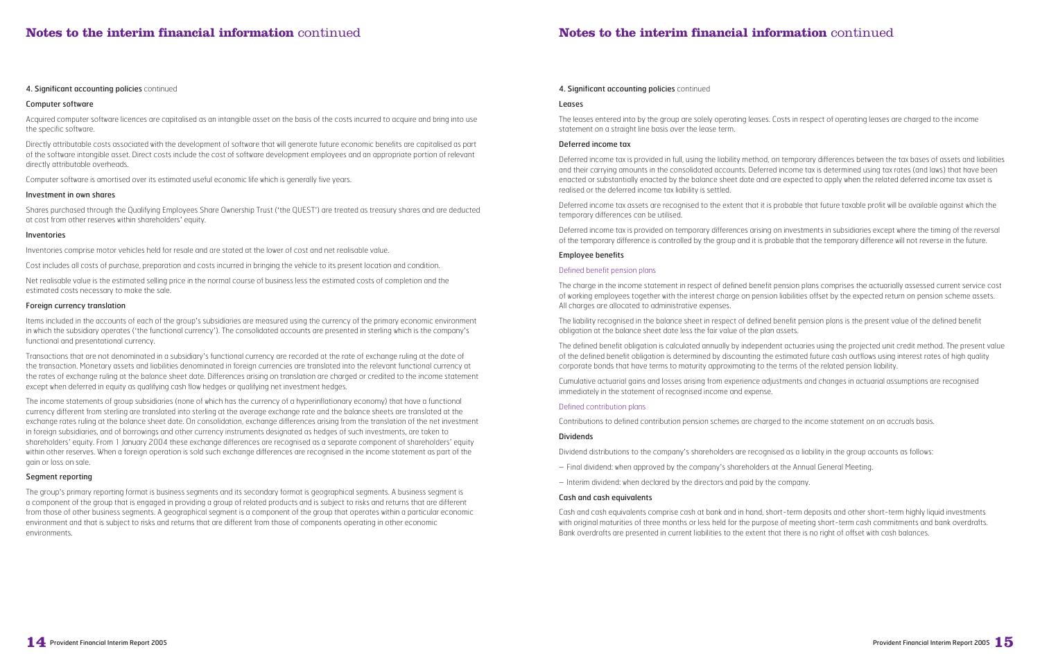# Notes to the interim financial information continued

## 4. Significant accounting policies continued

### Computer software

Acquired computer software licences are capitalised as an intangible asset on the basis of the costs incurred to acquire and bring into use the specific software.

Directly attributable costs associated with the development of software that will generate future economic benefits are capitalised as part of the software intangible asset. Direct costs include the cost of software development employees and an appropriate portion of relevant directly attributable overheads.

Computer software is amortised over its estimated useful economic life which is generally five years.

### Investment in own shares

Shares purchased through the Qualifying Employees Share Ownership Trust ('the QUEST') are treated as treasury shares and are deducted at cost from other reserves within shareholders' equity.

### Inventories

Inventories comprise motor vehicles held for resale and are stated at the lower of cost and net realisable value.

Cost includes all costs of purchase, preparation and costs incurred in bringing the vehicle to its present location and condition.

Net realisable value is the estimated selling price in the normal course of business less the estimated costs of completion and the estimated costs necessary to make the sale.

### Foreign currency translation

Items included in the accounts of each of the group's subsidiaries are measured using the currency of the primary economic environment in which the subsidiary operates ('the functional currency'). The consolidated accounts are presented in sterling which is the company's functional and presentational currency.

Transactions that are not denominated in a subsidiary's functional currency are recorded at the rate of exchange ruling at the date of the transaction. Monetary assets and liabilities denominated in foreign currencies are translated into the relevant functional currency at the rates of exchange ruling at the balance sheet date. Differences arising on translation are charged or credited to the income statement except when deferred in equity as qualifying cash flow hedges or qualifying net investment hedges.

The income statements of group subsidiaries (none of which has the currency of a hyperinflationary economy) that have a functional currency different from sterling are translated into sterling at the average exchange rate and the balance sheets are translated at the exchange rates ruling at the balance sheet date. On consolidation, exchange differences arising from the translation of the net investment in foreign subsidiaries, and of borrowings and other currency instruments designated as hedges of such investments, are taken to shareholders' equity. From 1 January 2004 these exchange differences are recognised as a separate component of shareholders' equity within other reserves. When a foreign operation is sold such exchange differences are recognised in the income statement as part of the gain or loss on sale.

### Segment reporting

The group's primary reporting format is business segments and its secondary format is geographical segments. A business segment is a component of the group that is engaged in providing a group of related products and is subject to risks and returns that are different from those of other business segments. A geographical segment is a component of the group that operates within a particular economic environment and that is subject to risks and returns that are different from those of components operating in other economic environments.

## 4. Significant accounting policies continued

### Leases

The leases entered into by the group are solely operating leases. Costs in respect of operating leases are charged to the income statement on a straight line basis over the lease term.

### Deferred income tax

Deferred income tax is provided in full, using the liability method, on temporary differences between the tax bases of assets and liabilities and their carrying amounts in the consolidated accounts. Deferred income tax is determined using tax rates (and laws) that have been enacted or substantially enacted by the balance sheet date and are expected to apply when the related deferred income tax asset is realised or the deferred income tax liability is settled.

Deferred income tax assets are recognised to the extent that it is probable that future taxable profit will be available against which the temporary differences can be utilised.

Deferred income tax is provided on temporary differences arising on investments in subsidiaries except where the timing of the reversal of the temporary difference is controlled by the group and it is probable that the temporary difference will not reverse in the future.

### Employee benefits

#### Defined benefit pension plans

The charge in the income statement in respect of defined benefit pension plans comprises the actuarially assessed current service cost of working employees together with the interest charge on pension liabilities offset by the expected return on pension scheme assets. All charges are allocated to administrative expenses.

The liability recognised in the balance sheet in respect of defined benefit pension plans is the present value of the defined benefit obligation at the balance sheet date less the fair value of the plan assets.

The defined benefit obligation is calculated annually by independent actuaries using the projected unit credit method. The present value of the defined benefit obligation is determined by discounting the estimated future cash outflows using interest rates of high quality corporate bonds that have terms to maturity approximating to the terms of the related pension liability.

Cumulative actuarial gains and losses arising from experience adjustments and changes in actuarial assumptions are recognised immediately in the statement of recognised income and expense.

#### Defined contribution plans

Contributions to defined contribution pension schemes are charged to the income statement on an accruals basis.

### Dividends

Dividend distributions to the company's shareholders are recognised as a liability in the group accounts as follows:

– Final dividend: when approved by the company's shareholders at the Annual General Meeting.

– Interim dividend: when declared by the directors and paid by the company.

### Cash and cash equivalents

Cash and cash equivalents comprise cash at bank and in hand, short-term deposits and other short-term highly liquid investments with original maturities of three months or less held for the purpose of meeting short-term cash commitments and bank overdrafts. Bank overdrafts are presented in current liabilities to the extent that there is no right of offset with cash balances.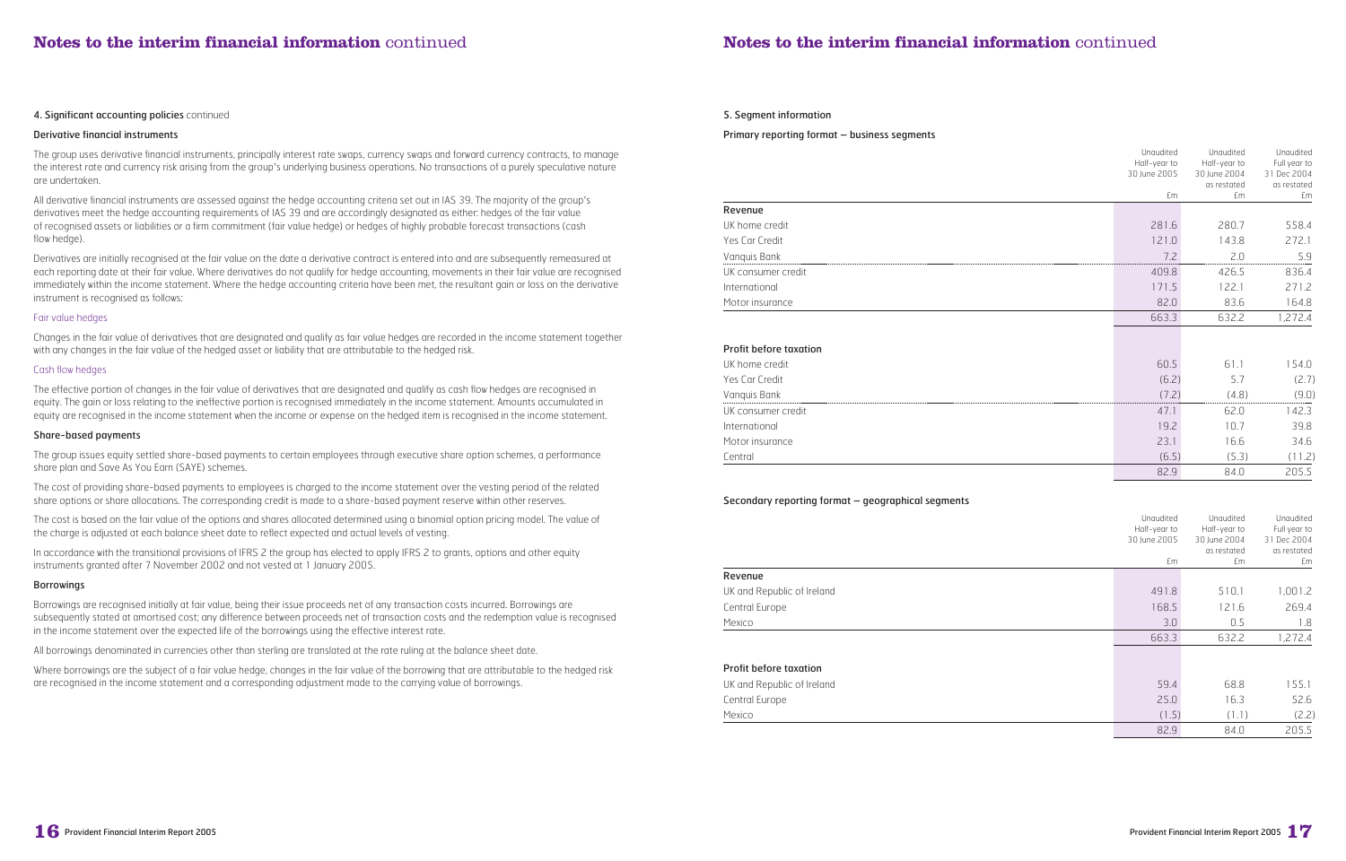## Notes to the interim financial information continued

### 4. Significant accounting policies continued

#### Derivative financial instruments

The group uses derivative financial instruments, principally interest rate swaps, currency swaps and forward currency contracts, to manage the interest rate and currency risk arising from the group's underlying business operations. No transactions of a purely speculative nature are undertaken.

All derivative financial instruments are assessed against the hedge accounting criteria set out in IAS 39. The majority of the group's derivatives meet the hedge accounting requirements of IAS 39 and are accordingly designated as either: hedges of the fair value of recognised assets or liabilities or a firm commitment (fair value hedge) or hedges of highly probable forecast transactions (cash flow hedge).

Derivatives are initially recognised at the fair value on the date a derivative contract is entered into and are subsequently remeasured at each reporting date at their fair value. Where derivatives do not qualify for hedge accounting, movements in their fair value are recognised immediately within the income statement. Where the hedge accounting criteria have been met, the resultant gain or loss on the derivative instrument is recognised as follows:

*Fair value hedges*

Changes in the fair value of derivatives that are designated and qualify as fair value hedges are recorded in the income statement together with any changes in the fair value of the hedged asset or liability that are attributable to the hedged risk.

*Cash flow hedges*

The effective portion of changes in the fair value of derivatives that are designated and qualify as cash flow hedges are recognised in equity. The gain or loss relating to the ineffective portion is recognised immediately in the income statement. Amounts accumulated in equity are recognised in the income statement when the income or expense on the hedged item is recognised in the income statement.

#### Share-based payments

The group issues equity settled share-based payments to certain employees through executive share option schemes, a performance share plan and Save As You Earn (SAYE) schemes.

The cost of providing share-based payments to employees is charged to the income statement over the vesting period of the related share options or share allocations. The corresponding credit is made to a share-based payment reserve within other reserves.

The cost is based on the fair value of the options and shares allocated determined using a binomial option pricing model. The value of the charge is adjusted at each balance sheet date to reflect expected and actual levels of vesting.

In accordance with the transitional provisions of IFRS 2 the group has elected to apply IFRS 2 to grants, options and other equity instruments granted after 7 November 2002 and not vested at 1 January 2005.

#### Borrowings

Borrowings are recognised initially at fair value, being their issue proceeds net of any transaction costs incurred. Borrowings are subsequently stated at amortised cost; any difference between proceeds net of transaction costs and the redemption value is recognised in the income statement over the expected life of the borrowings using the effective interest rate.

All borrowings denominated in currencies other than sterling are translated at the rate ruling at the balance sheet date.

Where borrowings are the subject of a fair value hedge, changes in the fair value of the borrowing that are attributable to the hedged risk are recognised in the income statement and a corresponding adjustment made to the carrying value of borrowings.

### 5. Segment information

#### Primary reporting format – business segments

| | Unaudited Half-year to 30 June 2005 £m | Unaudited Half-year to 30 June 2004 as restated £m | Unaudited Full year to 31 Dec 2004 as restated £m |
|---|---|---|---|
| **Revenue** | | | |
| UK home credit | 281.6 | 280.7 | 558.4 |
| Yes Car Credit | 121.0 | 143.8 | 272.1 |
| Vanquis Bank | 7.2 | 2.0 | 5.9 |
| UK consumer credit | 409.8 | 426.5 | 836.4 |
| International | 171.5 | 122.1 | 271.2 |
| Motor insurance | 82.0 | 83.6 | 164.8 |
| | 663.3 | 632.2 | 1,272.4 |
| **Profit before taxation** | | | |
| UK home credit | 60.5 | 61.1 | 154.0 |
| Yes Car Credit | (6.2) | 5.7 | (2.7) |
| Vanquis Bank | (7.2) | (4.8) | (9.0) |
| UK consumer credit | 47.1 | 62.0 | 142.3 |
| International | 19.2 | 10.7 | 39.8 |
| Motor insurance | 23.1 | 16.6 | 34.6 |
| Central | (6.5) | (5.3) | (11.2) |
| | 82.9 | 84.0 | 205.5 |

#### Secondary reporting format – geographical segments

| | Unaudited Half-year to 30 June 2005 £m | Unaudited Half-year to 30 June 2004 as restated £m | Unaudited Full year to 31 Dec 2004 as restated £m |
|---|---|---|---|
| **Revenue** | | | |
| UK and Republic of Ireland | 491.8 | 510.1 | 1,001.2 |
| Central Europe | 168.5 | 121.6 | 269.4 |
| Mexico | 3.0 | 0.5 | 1.8 |
| | 663.3 | 632.2 | 1,272.4 |
| **Profit before taxation** | | | |
| UK and Republic of Ireland | 59.4 | 68.8 | 155.1 |
| Central Europe | 25.0 | 16.3 | 52.6 |
| Mexico | (1.5) | (1.1) | (2.2) |
| | 82.9 | 84.0 | 205.5 |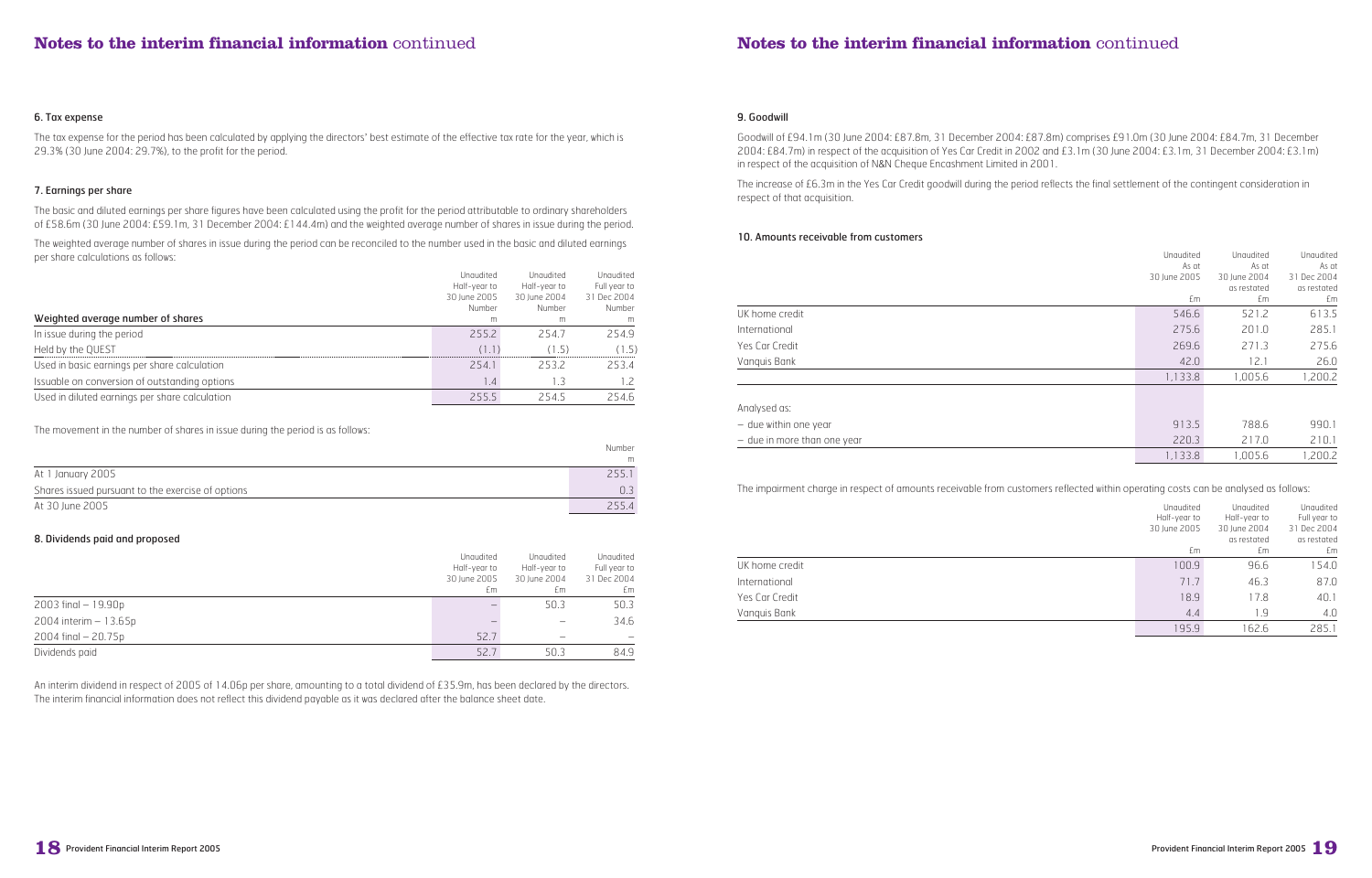## Notes to the interim financial information continued

### 6. Tax expense

The tax expense for the period has been calculated by applying the directors' best estimate of the effective tax rate for the year, which is 29.3% (30 June 2004: 29.7%), to the profit for the period.

### 7. Earnings per share

The basic and diluted earnings per share figures have been calculated using the profit for the period attributable to ordinary shareholders of £58.6m (30 June 2004: £59.1m, 31 December 2004: £144.4m) and the weighted average number of shares in issue during the period.

The weighted average number of shares in issue during the period can be reconciled to the number used in the basic and diluted earnings per share calculations as follows:

| Weighted average number of shares | Unaudited Half-year to 30 June 2005 Number m | Unaudited Half-year to 30 June 2004 Number m | Unaudited Full year to 31 Dec 2004 Number m |
|---|---|---|---|
| In issue during the period | 255.2 | 254.7 | 254.9 |
| Held by the QUEST | (1.1) | (1.5) | (1.5) |
| Used in basic earnings per share calculation | 254.1 | 253.2 | 253.4 |
| Issuable on conversion of outstanding options | 1.4 | 1.3 | 1.2 |
| Used in diluted earnings per share calculation | 255.5 | 254.5 | 254.6 |

The movement in the number of shares in issue during the period is as follows:

| | Number m |
|---|---|
| At 1 January 2005 | 255.1 |
| Shares issued pursuant to the exercise of options | 0.3 |
| At 30 June 2005 | 255.4 |

### 8. Dividends paid and proposed

| | Unaudited Half-year to 30 June 2005 £m | Unaudited Half-year to 30 June 2004 £m | Unaudited Full year to 31 Dec 2004 £m |
|---|---|---|---|
| 2003 final – 19.90p | – | 50.3 | 50.3 |
| 2004 interim – 13.65p | – | – | 34.6 |
| 2004 final – 20.75p | 52.7 | – | – |
| Dividends paid | 52.7 | 50.3 | 84.9 |

An interim dividend in respect of 2005 of 14.06p per share, amounting to a total dividend of £35.9m, has been declared by the directors. The interim financial information does not reflect this dividend payable as it was declared after the balance sheet date.

### 9. Goodwill

Goodwill of £94.1m (30 June 2004: £87.8m, 31 December 2004: £87.8m) comprises £91.0m (30 June 2004: £84.7m, 31 December 2004: £84.7m) in respect of the acquisition of Yes Car Credit in 2002 and £3.1m (30 June 2004: £3.1m, 31 December 2004: £3.1m) in respect of the acquisition of N&N Cheque Encashment Limited in 2001.

The increase of £6.3m in the Yes Car Credit goodwill during the period reflects the final settlement of the contingent consideration in respect of that acquisition.

### 10. Amounts receivable from customers

| | Unaudited As at 30 June 2005 £m | Unaudited As at 30 June 2004 as restated £m | Unaudited As at 31 Dec 2004 as restated £m |
|---|---|---|---|
| UK home credit | 546.6 | 521.2 | 613.5 |
| International | 275.6 | 201.0 | 285.1 |
| Yes Car Credit | 269.6 | 271.3 | 275.6 |
| Vanquis Bank | 42.0 | 12.1 | 26.0 |
| | 1,133.8 | 1,005.6 | 1,200.2 |
| Analysed as: | | | |
| – due within one year | 913.5 | 788.6 | 990.1 |
| – due in more than one year | 220.3 | 217.0 | 210.1 |
| | 1,133.8 | 1,005.6 | 1,200.2 |

The impairment charge in respect of amounts receivable from customers reflected within operating costs can be analysed as follows:

| | Unaudited Half-year to 30 June 2005 £m | Unaudited Half-year to 30 June 2004 as restated £m | Unaudited Full year to 31 Dec 2004 as restated £m |
|---|---|---|---|
| UK home credit | 100.9 | 96.6 | 154.0 |
| International | 71.7 | 46.3 | 87.0 |
| Yes Car Credit | 18.9 | 17.8 | 40.1 |
| Vanquis Bank | 4.4 | 1.9 | 4.0 |
| | 195.9 | 162.6 | 285.1 |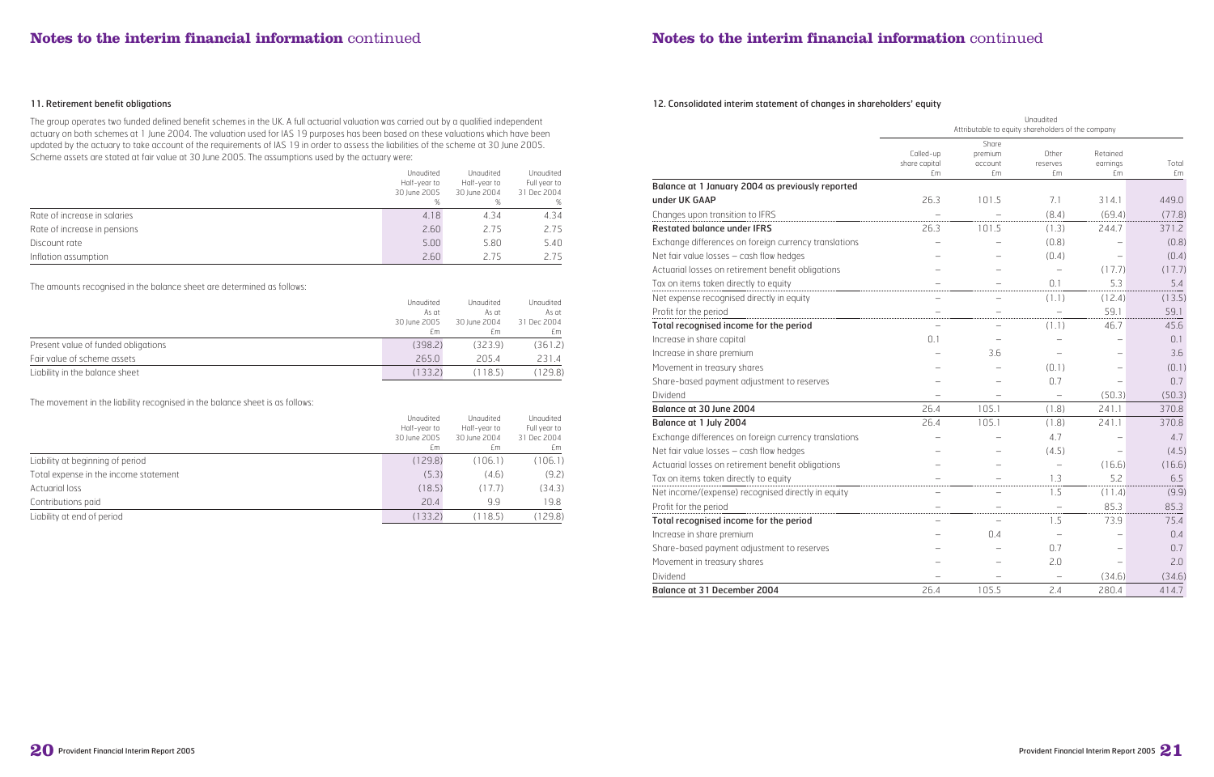## 11. Retirement benefit obligations

The group operates two funded defined benefit schemes in the UK. A full actuarial valuation was carried out by a qualified independent actuary on both schemes at 1 June 2004. The valuation used for IAS 19 purposes has been based on these valuations which have been updated by the actuary to take account of the requirements of IAS 19 in order to assess the liabilities of the scheme at 30 June 2005. Scheme assets are stated at fair value at 30 June 2005. The assumptions used by the actuary were:

| | Unaudited Half-year to 30 June 2005 % | Unaudited Half-year to 30 June 2004 % | Unaudited Full year to 31 Dec 2004 % |
|---|---|---|---|
| Rate of increase in salaries | 4.18 | 4.34 | 4.34 |
| Rate of increase in pensions | 2.60 | 2.75 | 2.75 |
| Discount rate | 5.00 | 5.80 | 5.40 |
| Inflation assumption | 2.60 | 2.75 | 2.75 |

The amounts recognised in the balance sheet are determined as follows:

| | Unaudited As at 30 June 2005 £m | Unaudited As at 30 June 2004 £m | Unaudited As at 31 Dec 2004 £m |
|---|---|---|---|
| Present value of funded obligations | (398.2) | (323.9) | (361.2) |
| Fair value of scheme assets | 265.0 | 205.4 | 231.4 |
| Liability in the balance sheet | (133.2) | (118.5) | (129.8) |

The movement in the liability recognised in the balance sheet is as follows:

| | Unaudited Half-year to 30 June 2005 £m | Unaudited Half-year to 30 June 2004 £m | Unaudited Full year to 31 Dec 2004 £m |
|---|---|---|---|
| Liability at beginning of period | (129.8) | (106.1) | (106.1) |
| Total expense in the income statement | (5.3) | (4.6) | (9.2) |
| Actuarial loss | (18.5) | (17.7) | (34.3) |
| Contributions paid | 20.4 | 9.9 | 19.8 |
| Liability at end of period | (133.2) | (118.5) | (129.8) |

## 12. Consolidated interim statement of changes in shareholders' equity

| | Unaudited Attributable to equity shareholders of the company | | | | |
|---|---|---|---|---|---|
| | Called-up share capital £m | Share premium account £m | Other reserves £m | Retained earnings £m | Total £m |
| **Balance at 1 January 2004 as previously reported under UK GAAP** | 26.3 | 101.5 | 7.1 | 314.1 | 449.0 |
| Changes upon transition to IFRS | – | – | (8.4) | (69.4) | (77.8) |
| **Restated balance under IFRS** | 26.3 | 101.5 | (1.3) | 244.7 | 371.2 |
| Exchange differences on foreign currency translations | – | – | (0.8) | – | (0.8) |
| Net fair value losses – cash flow hedges | – | – | (0.4) | – | (0.4) |
| Actuarial losses on retirement benefit obligations | – | – | – | (17.7) | (17.7) |
| Tax on items taken directly to equity | – | – | 0.1 | 5.3 | 5.4 |
| Net expense recognised directly in equity | – | – | (1.1) | (12.4) | (13.5) |
| Profit for the period | – | – | – | 59.1 | 59.1 |
| **Total recognised income for the period** | – | – | (1.1) | 46.7 | 45.6 |
| Increase in share capital | 0.1 | – | – | – | 0.1 |
| Increase in share premium | – | 3.6 | – | – | 3.6 |
| Movement in treasury shares | – | – | (0.1) | – | (0.1) |
| Share-based payment adjustment to reserves | – | – | 0.7 | – | 0.7 |
| Dividend | – | – | – | (50.3) | (50.3) |
| **Balance at 30 June 2004** | 26.4 | 105.1 | (1.8) | 241.1 | 370.8 |
| **Balance at 1 July 2004** | 26.4 | 105.1 | (1.8) | 241.1 | 370.8 |
| Exchange differences on foreign currency translations | – | – | 4.7 | – | 4.7 |
| Net fair value losses – cash flow hedges | – | – | (4.5) | – | (4.5) |
| Actuarial losses on retirement benefit obligations | – | – | – | (16.6) | (16.6) |
| Tax on items taken directly to equity | – | – | 1.3 | 5.2 | 6.5 |
| Net income/(expense) recognised directly in equity | – | – | 1.5 | (11.4) | (9.9) |
| Profit for the period | – | – | – | 85.3 | 85.3 |
| **Total recognised income for the period** | – | – | 1.5 | 73.9 | 75.4 |
| Increase in share premium | – | 0.4 | – | – | 0.4 |
| Share-based payment adjustment to reserves | – | – | 0.7 | – | 0.7 |
| Movement in treasury shares | – | – | 2.0 | – | 2.0 |
| Dividend | – | – | – | (34.6) | (34.6) |
| **Balance at 31 December 2004** | 26.4 | 105.5 | 2.4 | 280.4 | 414.7 |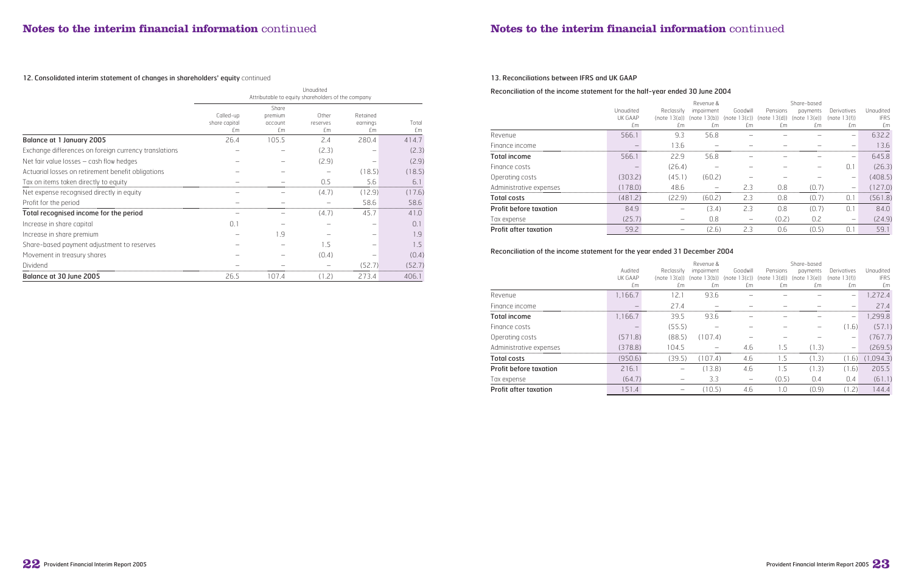## 12. Consolidated interim statement of changes in shareholders' equity continued

| | Unaudited – Attributable to equity shareholders of the company | | | | |
|---|---|---|---|---|---|
| | Called-up share capital £m | Share premium account £m | Other reserves £m | Retained earnings £m | Total £m |
| **Balance at 1 January 2005** | 26.4 | 105.5 | 2.4 | 280.4 | 414.7 |
| Exchange differences on foreign currency translations | – | – | (2.3) | – | (2.3) |
| Net fair value losses – cash flow hedges | – | – | (2.9) | – | (2.9) |
| Actuarial losses on retirement benefit obligations | – | – | – | (18.5) | (18.5) |
| Tax on items taken directly to equity | – | – | 0.5 | 5.6 | 6.1 |
| Net expense recognised directly in equity | – | – | (4.7) | (12.9) | (17.6) |
| Profit for the period | – | – | – | 58.6 | 58.6 |
| **Total recognised income for the period** | – | – | (4.7) | 45.7 | 41.0 |
| Increase in share capital | 0.1 | – | – | – | 0.1 |
| Increase in share premium | – | 1.9 | – | – | 1.9 |
| Share-based payment adjustment to reserves | – | – | 1.5 | – | 1.5 |
| Movement in treasury shares | – | – | (0.4) | – | (0.4) |
| Dividend | – | – | – | (52.7) | (52.7) |
| **Balance at 30 June 2005** | 26.5 | 107.4 | (1.2) | 273.4 | 406.1 |

## 13. Reconciliations between IFRS and UK GAAP

### Reconciliation of the income statement for the half-year ended 30 June 2004

| | Unaudited UK GAAP £m | Reclassify (note 13(a)) £m | Revenue & impairment (note 13(b)) £m | Goodwill (note 13(c)) £m | Pensions (note 13(d)) £m | Share-based payments (note 13(e)) £m | Derivatives (note 13(f)) £m | Unaudited IFRS £m |
|---|---|---|---|---|---|---|---|---|
| Revenue | 566.1 | 9.3 | 56.8 | – | – | – | – | 632.2 |
| Finance income | – | 13.6 | – | – | – | – | – | 13.6 |
| **Total income** | 566.1 | 22.9 | 56.8 | – | – | – | – | 645.8 |
| Finance costs | – | (26.4) | – | – | – | – | 0.1 | (26.3) |
| Operating costs | (303.2) | (45.1) | (60.2) | – | – | – | – | (408.5) |
| Administrative expenses | (178.0) | 48.6 | – | 2.3 | 0.8 | (0.7) | – | (127.0) |
| **Total costs** | (481.2) | (22.9) | (60.2) | 2.3 | 0.8 | (0.7) | 0.1 | (561.8) |
| **Profit before taxation** | 84.9 | – | (3.4) | 2.3 | 0.8 | (0.7) | 0.1 | 84.0 |
| Tax expense | (25.7) | – | 0.8 | – | (0.2) | 0.2 | – | (24.9) |
| **Profit after taxation** | 59.2 | – | (2.6) | 2.3 | 0.6 | (0.5) | 0.1 | 59.1 |

### Reconciliation of the income statement for the year ended 31 December 2004

| | Audited UK GAAP £m | Reclassify (note 13(a)) £m | Revenue & impairment (note 13(b)) £m | Goodwill (note 13(c)) £m | Pensions (note 13(d)) £m | Share-based payments (note 13(e)) £m | Derivatives (note 13(f)) £m | Unaudited IFRS £m |
|---|---|---|---|---|---|---|---|---|
| Revenue | 1,166.7 | 12.1 | 93.6 | – | – | – | – | 1,272.4 |
| Finance income | – | 27.4 | – | – | – | – | – | 27.4 |
| **Total income** | 1,166.7 | 39.5 | 93.6 | – | – | – | – | 1,299.8 |
| Finance costs | – | (55.5) | – | – | – | – | (1.6) | (57.1) |
| Operating costs | (571.8) | (88.5) | (107.4) | – | – | – | – | (767.7) |
| Administrative expenses | (378.8) | 104.5 | – | 4.6 | 1.5 | (1.3) | – | (269.5) |
| **Total costs** | (950.6) | (39.5) | (107.4) | 4.6 | 1.5 | (1.3) | (1.6) | (1,094.3) |
| **Profit before taxation** | 216.1 | – | (13.8) | 4.6 | 1.5 | (1.3) | (1.6) | 205.5 |
| Tax expense | (64.7) | – | 3.3 | – | (0.5) | 0.4 | 0.4 | (61.1) |
| **Profit after taxation** | 151.4 | – | (10.5) | 4.6 | 1.0 | (0.9) | (1.2) | 144.4 |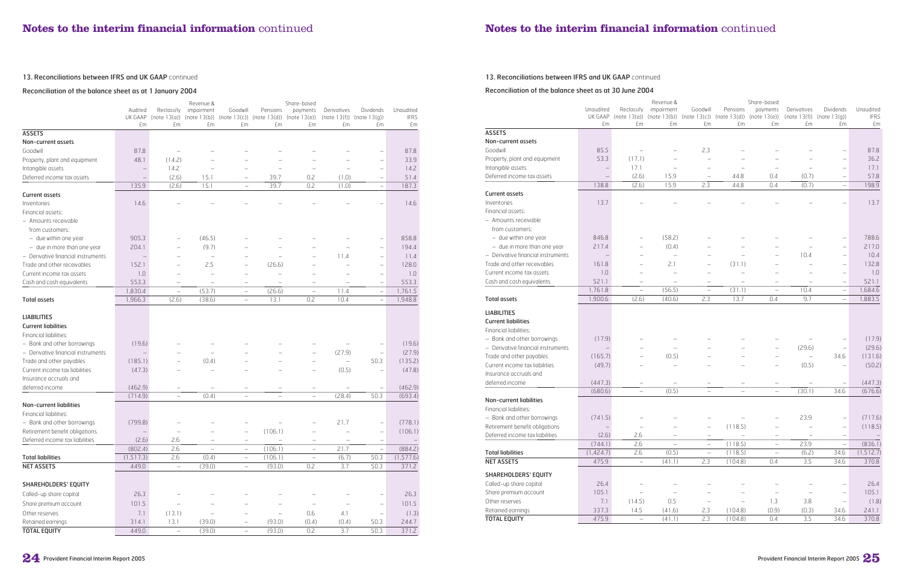# Notes to the interim financial information continued

### 13. Reconciliations between IFRS and UK GAAP continued

#### Reconciliation of the balance sheet as at 1 January 2004

| | Audited UK GAAP £m | Reclassify (note 13(a)) £m | Revenue & impairment (note 13(b)) £m | Goodwill (note 13(c)) £m | Pensions (note 13(d)) £m | Share-based payments (note 13(e)) £m | Derivatives (note 13(f)) £m | Dividends (note 13(g)) £m | Unaudited IFRS £m |
|---|---|---|---|---|---|---|---|---|---|
| **ASSETS** | | | | | | | | | |
| **Non-current assets** | | | | | | | | | |
| Goodwill | 87.8 | – | – | – | – | – | – | – | 87.8 |
| Property, plant and equipment | 48.1 | (14.2) | – | – | – | – | – | – | 33.9 |
| Intangible assets | – | 14.2 | – | – | – | – | – | – | 14.2 |
| Deferred income tax assets | – | (2.6) | 15.1 | – | 39.7 | 0.2 | (1.0) | – | 51.4 |
| | 135.9 | (2.6) | 15.1 | – | 39.7 | 0.2 | (1.0) | – | 187.3 |
| **Current assets** | | | | | | | | | |
| Inventories | 14.6 | – | – | – | – | – | – | – | 14.6 |
| Financial assets: | | | | | | | | | |
| – Amounts receivable from customers: | | | | | | | | | |
| – due within one year | 905.3 | – | (46.5) | – | – | – | – | – | 858.8 |
| – due in more than one year | 204.1 | – | (9.7) | – | – | – | – | – | 194.4 |
| – Derivative financial instruments | – | – | – | – | – | – | 11.4 | – | 11.4 |
| Trade and other receivables | 152.1 | – | 2.5 | – | (26.6) | – | – | – | 128.0 |
| Current income tax assets | 1.0 | – | – | – | – | – | – | – | 1.0 |
| Cash and cash equivalents | 553.3 | – | – | – | – | – | – | – | 553.3 |
| | 1,830.4 | – | (53.7) | – | (26.6) | – | 11.4 | – | 1,761.5 |
| **Total assets** | 1,966.3 | (2.6) | (38.6) | – | 13.1 | 0.2 | 10.4 | – | 1,948.8 |
| **LIABILITIES** | | | | | | | | | |
| **Current liabilities** | | | | | | | | | |
| Financial liabilities: | | | | | | | | | |
| – Bank and other borrowings | (19.6) | – | – | – | – | – | – | – | (19.6) |
| – Derivative financial instruments | – | – | – | – | – | – | (27.9) | – | (27.9) |
| Trade and other payables | (185.1) | – | (0.4) | – | – | – | – | 50.3 | (135.2) |
| Current income tax liabilities | (47.3) | – | – | – | – | – | (0.5) | – | (47.8) |
| Insurance accruals and deferred income | (462.9) | – | – | – | – | – | – | – | (462.9) |
| | (714.9) | – | (0.4) | – | – | – | (28.4) | 50.3 | (693.4) |
| **Non-current liabilities** | | | | | | | | | |
| Financial liabilities: | | | | | | | | | |
| – Bank and other borrowings | (799.8) | – | – | – | – | – | 21.7 | – | (778.1) |
| Retirement benefit obligations | – | – | – | – | (106.1) | – | – | – | (106.1) |
| Deferred income tax liabilities | (2.6) | 2.6 | – | – | – | – | – | – | – |
| | (802.4) | 2.6 | – | – | (106.1) | – | 21.7 | – | (884.2) |
| **Total liabilities** | (1,517.3) | 2.6 | (0.4) | – | (106.1) | – | (6.7) | 50.3 | (1,577.6) |
| **NET ASSETS** | 449.0 | – | (39.0) | – | (93.0) | 0.2 | 3.7 | 50.3 | 371.2 |
| **SHAREHOLDERS' EQUITY** | | | | | | | | | |
| Called-up share capital | 26.3 | – | – | – | – | – | – | – | 26.3 |
| Share premium account | 101.5 | – | – | – | – | – | – | – | 101.5 |
| Other reserves | 7.1 | (13.1) | – | – | – | 0.6 | 4.1 | – | (1.3) |
| Retained earnings | 314.1 | 13.1 | (39.0) | – | (93.0) | (0.4) | (0.4) | 50.3 | 244.7 |
| **TOTAL EQUITY** | 449.0 | – | (39.0) | – | (93.0) | 0.2 | 3.7 | 50.3 | 371.2 |

#### Reconciliation of the balance sheet as at 30 June 2004

| | Unaudited UK GAAP £m | Reclassify (note 13(a)) £m | Revenue & impairment (note 13(b)) £m | Goodwill (note 13(c)) £m | Pensions (note 13(d)) £m | Share-based payments (note 13(e)) £m | Derivatives (note 13(f)) £m | Dividends (note 13(g)) £m | Unaudited IFRS £m |
|---|---|---|---|---|---|---|---|---|---|
| **ASSETS** | | | | | | | | | |
| **Non-current assets** | | | | | | | | | |
| Goodwill | 85.5 | – | – | 2.3 | – | – | – | – | 87.8 |
| Property, plant and equipment | 53.3 | (17.1) | – | – | – | – | – | – | 36.2 |
| Intangible assets | – | 17.1 | – | – | – | – | – | – | 17.1 |
| Deferred income tax assets | – | (2.6) | 15.9 | – | 44.8 | 0.4 | (0.7) | – | 57.8 |
| | 138.8 | (2.6) | 15.9 | 2.3 | 44.8 | 0.4 | (0.7) | – | 198.9 |
| **Current assets** | | | | | | | | | |
| Inventories | 13.7 | – | – | – | – | – | – | – | 13.7 |
| Financial assets: | | | | | | | | | |
| – Amounts receivable from customers: | | | | | | | | | |
| – due within one year | 846.8 | – | (58.2) | – | – | – | – | – | 788.6 |
| – due in more than one year | 217.4 | – | (0.4) | – | – | – | – | – | 217.0 |
| – Derivative financial instruments | – | – | – | – | – | – | 10.4 | – | 10.4 |
| Trade and other receivables | 161.8 | – | 2.1 | – | (31.1) | – | – | – | 132.8 |
| Current income tax assets | 1.0 | – | – | – | – | – | – | – | 1.0 |
| Cash and cash equivalents | 521.1 | – | – | – | – | – | – | – | 521.1 |
| | 1,761.8 | – | (56.5) | – | (31.1) | – | 10.4 | – | 1,684.6 |
| **Total assets** | 1,900.6 | (2.6) | (40.6) | 2.3 | 13.7 | 0.4 | 9.7 | – | 1,883.5 |
| **LIABILITIES** | | | | | | | | | |
| **Current liabilities** | | | | | | | | | |
| Financial liabilities: | | | | | | | | | |
| – Bank and other borrowings | (17.9) | – | – | – | – | – | – | – | (17.9) |
| – Derivative financial instruments | – | – | – | – | – | – | (29.6) | – | (29.6) |
| Trade and other payables | (165.7) | – | (0.5) | – | – | – | – | 34.6 | (131.6) |
| Current income tax liabilities | (49.7) | – | – | – | – | – | (0.5) | – | (50.2) |
| Insurance accruals and deferred income | (447.3) | – | – | – | – | – | – | – | (447.3) |
| | (680.6) | – | (0.5) | – | – | – | (30.1) | 34.6 | (676.6) |
| **Non-current liabilities** | | | | | | | | | |
| Financial liabilities: | | | | | | | | | |
| – Bank and other borrowings | (741.5) | – | – | – | – | – | 23.9 | – | (717.6) |
| Retirement benefit obligations | – | – | – | – | (118.5) | – | – | – | (118.5) |
| Deferred income tax liabilities | (2.6) | 2.6 | – | – | – | – | – | – | – |
| | (744.1) | 2.6 | – | – | (118.5) | – | 23.9 | – | (836.1) |
| **Total liabilities** | (1,424.7) | 2.6 | (0.5) | – | (118.5) | – | (6.2) | 34.6 | (1,512.7) |
| **NET ASSETS** | 475.9 | – | (41.1) | 2.3 | (104.8) | 0.4 | 3.5 | 34.6 | 370.8 |
| **SHAREHOLDERS' EQUITY** | | | | | | | | | |
| Called-up share capital | 26.4 | – | – | – | – | – | – | – | 26.4 |
| Share premium account | 105.1 | – | – | – | – | – | – | – | 105.1 |
| Other reserves | 7.1 | (14.5) | 0.5 | – | – | 1.3 | 3.8 | – | (1.8) |
| Retained earnings | 337.3 | 14.5 | (41.6) | 2.3 | (104.8) | (0.9) | (0.3) | 34.6 | 241.1 |
| **TOTAL EQUITY** | 475.9 | – | (41.1) | 2.3 | (104.8) | 0.4 | 3.5 | 34.6 | 370.8 |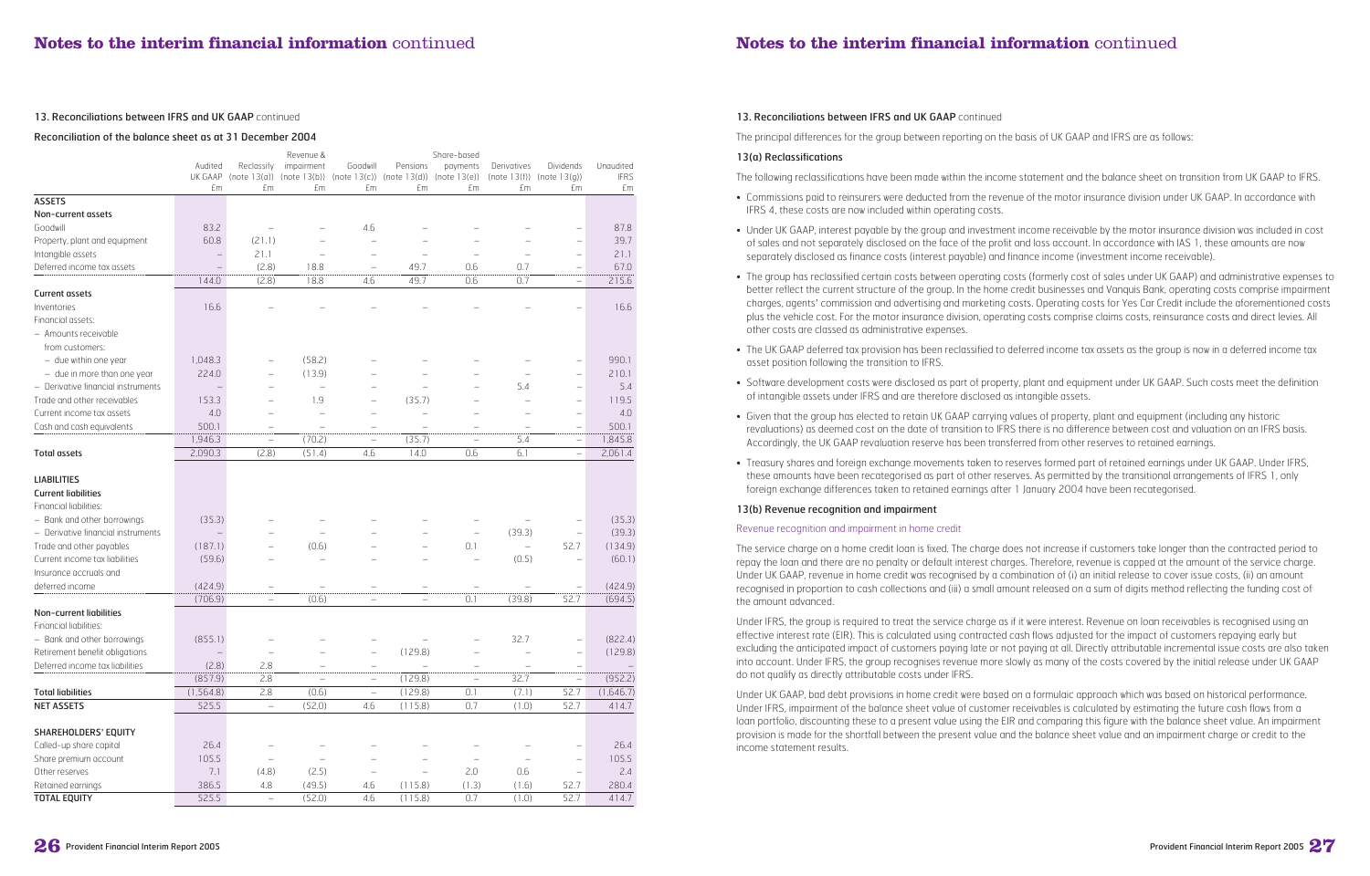## Notes to the interim financial information continued

### 13. Reconciliations between IFRS and UK GAAP continued

#### Reconciliation of the balance sheet as at 31 December 2004

| | Audited UK GAAP £m | Reclassify (note 13(a)) £m | Revenue & impairment (note 13(b)) £m | Goodwill (note 13(c)) £m | Pensions (note 13(d)) £m | Share-based payments (note 13(e)) £m | Derivatives (note 13(f)) £m | Dividends (note 13(g)) £m | Unaudited IFRS £m |
|---|---|---|---|---|---|---|---|---|---|
| **ASSETS** | | | | | | | | | |
| **Non-current assets** | | | | | | | | | |
| Goodwill | 83.2 | – | – | 4.6 | – | – | – | – | 87.8 |
| Property, plant and equipment | 60.8 | (21.1) | – | – | – | – | – | – | 39.7 |
| Intangible assets | – | 21.1 | – | – | – | – | – | – | 21.1 |
| Deferred income tax assets | – | (2.8) | 18.8 | – | 49.7 | 0.6 | 0.7 | – | 67.0 |
| | 144.0 | (2.8) | 18.8 | 4.6 | 49.7 | 0.6 | 0.7 | – | 215.6 |
| **Current assets** | | | | | | | | | |
| Inventories | 16.6 | – | – | – | – | – | – | – | 16.6 |
| Financial assets: | | | | | | | | | |
| – Amounts receivable from customers: | | | | | | | | | |
| – due within one year | 1,048.3 | – | (58.2) | – | – | – | – | – | 990.1 |
| – due in more than one year | 224.0 | – | (13.9) | – | – | – | – | – | 210.1 |
| – Derivative financial instruments | – | – | – | – | – | – | 5.4 | – | 5.4 |
| Trade and other receivables | 153.3 | – | 1.9 | – | (35.7) | – | – | – | 119.5 |
| Current income tax assets | 4.0 | – | – | – | – | – | – | – | 4.0 |
| Cash and cash equivalents | 500.1 | – | – | – | – | – | – | – | 500.1 |
| | 1,946.3 | – | (70.2) | – | (35.7) | – | 5.4 | – | 1,845.8 |
| **Total assets** | 2,090.3 | (2.8) | (51.4) | 4.6 | 14.0 | 0.6 | 6.1 | – | 2,061.4 |
| **LIABILITIES** | | | | | | | | | |
| **Current liabilities** | | | | | | | | | |
| Financial liabilities: | | | | | | | | | |
| – Bank and other borrowings | (35.3) | – | – | – | – | – | – | – | (35.3) |
| – Derivative financial instruments | – | – | – | – | – | – | (39.3) | – | (39.3) |
| Trade and other payables | (187.1) | – | (0.6) | – | – | 0.1 | – | 52.7 | (134.9) |
| Current income tax liabilities | (59.6) | – | – | – | – | – | (0.5) | – | (60.1) |
| Insurance accruals and deferred income | (424.9) | – | – | – | – | – | – | – | (424.9) |
| | (706.9) | – | (0.6) | – | – | 0.1 | (39.8) | 52.7 | (694.5) |
| **Non-current liabilities** | | | | | | | | | |
| Financial liabilities: | | | | | | | | | |
| – Bank and other borrowings | (855.1) | – | – | – | – | – | 32.7 | – | (822.4) |
| Retirement benefit obligations | – | – | – | – | (129.8) | – | – | – | (129.8) |
| Deferred income tax liabilities | (2.8) | 2.8 | – | – | – | – | – | – | – |
| | (857.9) | 2.8 | – | – | (129.8) | – | 32.7 | – | (952.2) |
| **Total liabilities** | (1,564.8) | 2.8 | (0.6) | – | (129.8) | 0.1 | (7.1) | 52.7 | (1,646.7) |
| **NET ASSETS** | 525.5 | – | (52.0) | 4.6 | (115.8) | 0.7 | (1.0) | 52.7 | 414.7 |
| **SHAREHOLDERS' EQUITY** | | | | | | | | | |
| Called-up share capital | 26.4 | – | – | – | – | – | – | – | 26.4 |
| Share premium account | 105.5 | – | – | – | – | – | – | – | 105.5 |
| Other reserves | 7.1 | (4.8) | (2.5) | – | – | 2.0 | 0.6 | – | 2.4 |
| Retained earnings | 386.5 | 4.8 | (49.5) | 4.6 | (115.8) | (1.3) | (1.6) | 52.7 | 280.4 |
| **TOTAL EQUITY** | 525.5 | – | (52.0) | 4.6 | (115.8) | 0.7 | (1.0) | 52.7 | 414.7 |

### 13. Reconciliations between IFRS and UK GAAP continued

The principal differences for the group between reporting on the basis of UK GAAP and IFRS are as follows:

#### 13(a) Reclassifications

The following reclassifications have been made within the income statement and the balance sheet on transition from UK GAAP to IFRS.

- Commissions paid to reinsurers were deducted from the revenue of the motor insurance division under UK GAAP. In accordance with IFRS 4, these costs are now included within operating costs.
- Under UK GAAP, interest payable by the group and investment income receivable by the motor insurance division was included in cost of sales and not separately disclosed on the face of the profit and loss account. In accordance with IAS 1, these amounts are now separately disclosed as finance costs (interest payable) and finance income (investment income receivable).
- The group has reclassified certain costs between operating costs (formerly cost of sales under UK GAAP) and administrative expenses to better reflect the current structure of the group. In the home credit businesses and Vanquis Bank, operating costs comprise impairment charges, agents' commission and advertising and marketing costs. Operating costs for Yes Car Credit include the aforementioned costs plus the vehicle cost. For the motor insurance division, operating costs comprise claims costs, reinsurance costs and direct levies. All other costs are classed as administrative expenses.
- The UK GAAP deferred tax provision has been reclassified to deferred income tax assets as the group is now in a deferred income tax asset position following the transition to IFRS.
- Software development costs were disclosed as part of property, plant and equipment under UK GAAP. Such costs meet the definition of intangible assets under IFRS and are therefore disclosed as intangible assets.
- Given that the group has elected to retain UK GAAP carrying values of property, plant and equipment (including any historic revaluations) as deemed cost on the date of transition to IFRS there is no difference between cost and valuation on an IFRS basis. Accordingly, the UK GAAP revaluation reserve has been transferred from other reserves to retained earnings.
- Treasury shares and foreign exchange movements taken to reserves formed part of retained earnings under UK GAAP. Under IFRS, these amounts have been recategorised as part of other reserves. As permitted by the transitional arrangements of IFRS 1, only foreign exchange differences taken to retained earnings after 1 January 2004 have been recategorised.

#### 13(b) Revenue recognition and impairment

*Revenue recognition and impairment in home credit*

The service charge on a home credit loan is fixed. The charge does not increase if customers take longer than the contracted period to repay the loan and there are no penalty or default interest charges. Therefore, revenue is capped at the amount of the service charge. Under UK GAAP, revenue in home credit was recognised by a combination of (i) an initial release to cover issue costs, (ii) an amount recognised in proportion to cash collections and (iii) a small amount released on a sum of digits method reflecting the funding cost of the amount advanced.

Under IFRS, the group is required to treat the service charge as if it were interest. Revenue on loan receivables is recognised using an effective interest rate (EIR). This is calculated using contracted cash flows adjusted for the impact of customers repaying early but excluding the anticipated impact of customers paying late or not paying at all. Directly attributable incremental issue costs are also taken into account. Under IFRS, the group recognises revenue more slowly as many of the costs covered by the initial release under UK GAAP do not qualify as directly attributable costs under IFRS.

Under UK GAAP, bad debt provisions in home credit were based on a formulaic approach which was based on historical performance. Under IFRS, impairment of the balance sheet value of customer receivables is calculated by estimating the future cash flows from a loan portfolio, discounting these to a present value using the EIR and comparing this figure with the balance sheet value. An impairment provision is made for the shortfall between the present value and the balance sheet value and an impairment charge or credit to the income statement results.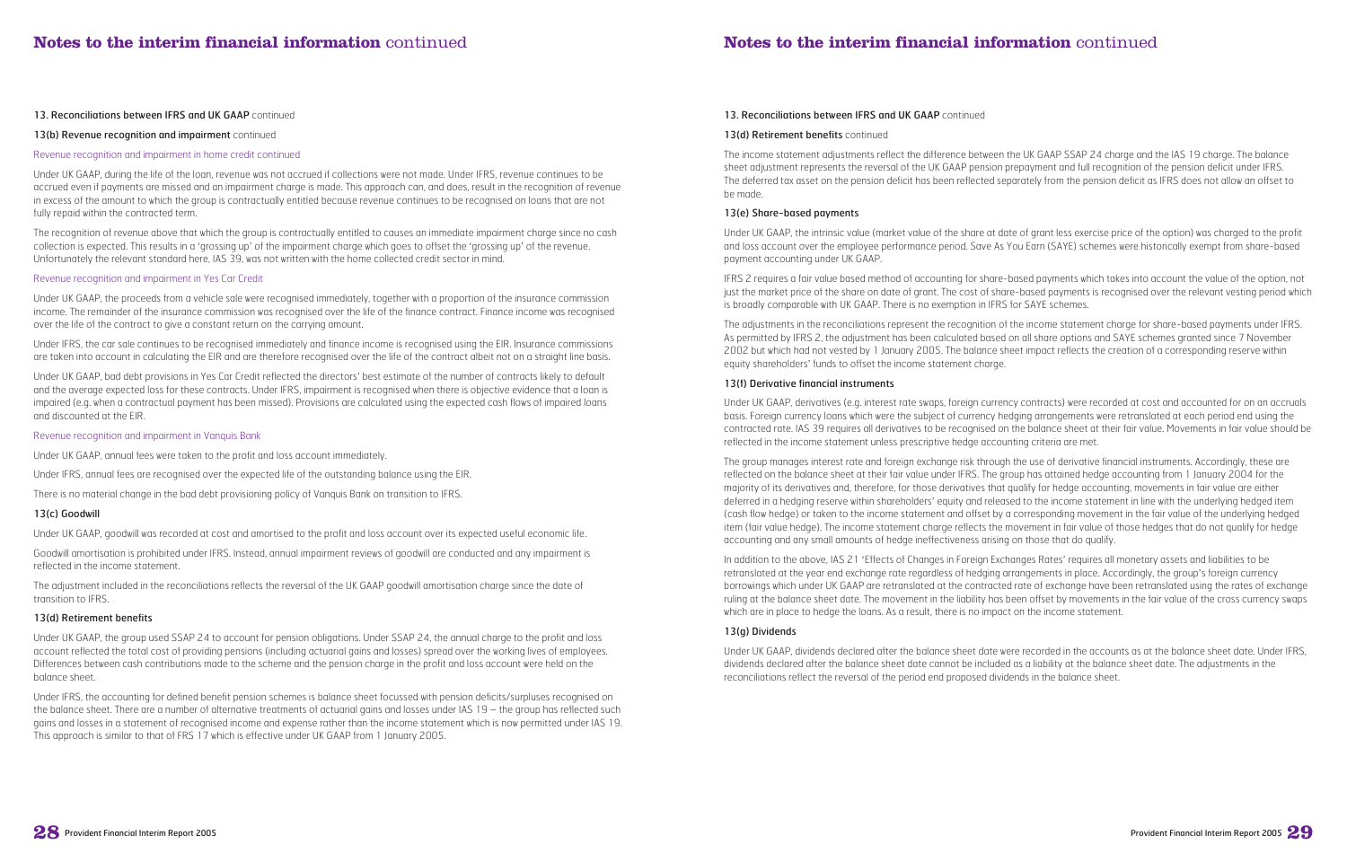## Notes to the interim financial information continued

### 13. Reconciliations between IFRS and UK GAAP continued

#### 13(b) Revenue recognition and impairment continued

Revenue recognition and impairment in home credit continued

Under UK GAAP, during the life of the loan, revenue was not accrued if collections were not made. Under IFRS, revenue continues to be accrued even if payments are missed and an impairment charge is made. This approach can, and does, result in the recognition of revenue in excess of the amount to which the group is contractually entitled because revenue continues to be recognised on loans that are not fully repaid within the contracted term.

The recognition of revenue above that which the group is contractually entitled to causes an immediate impairment charge since no cash collection is expected. This results in a 'grossing up' of the impairment charge which goes to offset the 'grossing up' of the revenue. Unfortunately the relevant standard here, IAS 39, was not written with the home collected credit sector in mind.

Revenue recognition and impairment in Yes Car Credit

Under UK GAAP, the proceeds from a vehicle sale were recognised immediately, together with a proportion of the insurance commission income. The remainder of the insurance commission was recognised over the life of the finance contract. Finance income was recognised over the life of the contract to give a constant return on the carrying amount.

Under IFRS, the car sale continues to be recognised immediately and finance income is recognised using the EIR. Insurance commissions are taken into account in calculating the EIR and are therefore recognised over the life of the contract albeit not on a straight line basis.

Under UK GAAP, bad debt provisions in Yes Car Credit reflected the directors' best estimate of the number of contracts likely to default and the average expected loss for these contracts. Under IFRS, impairment is recognised when there is objective evidence that a loan is impaired (e.g. when a contractual payment has been missed). Provisions are calculated using the expected cash flows of impaired loans and discounted at the EIR.

Revenue recognition and impairment in Vanquis Bank

Under UK GAAP, annual fees were taken to the profit and loss account immediately.

Under IFRS, annual fees are recognised over the expected life of the outstanding balance using the EIR.

There is no material change in the bad debt provisioning policy of Vanquis Bank on transition to IFRS.

#### 13(c) Goodwill

Under UK GAAP, goodwill was recorded at cost and amortised to the profit and loss account over its expected useful economic life.

Goodwill amortisation is prohibited under IFRS. Instead, annual impairment reviews of goodwill are conducted and any impairment is reflected in the income statement.

The adjustment included in the reconciliations reflects the reversal of the UK GAAP goodwill amortisation charge since the date of transition to IFRS.

#### 13(d) Retirement benefits

Under UK GAAP, the group used SSAP 24 to account for pension obligations. Under SSAP 24, the annual charge to the profit and loss account reflected the total cost of providing pensions (including actuarial gains and losses) spread over the working lives of employees. Differences between cash contributions made to the scheme and the pension charge in the profit and loss account were held on the balance sheet.

Under IFRS, the accounting for defined benefit pension schemes is balance sheet focussed with pension deficits/surpluses recognised on the balance sheet. There are a number of alternative treatments of actuarial gains and losses under IAS 19 – the group has reflected such gains and losses in a statement of recognised income and expense rather than the income statement which is now permitted under IAS 19. This approach is similar to that of FRS 17 which is effective under UK GAAP from 1 January 2005.

### 13. Reconciliations between IFRS and UK GAAP continued

#### 13(d) Retirement benefits continued

The income statement adjustments reflect the difference between the UK GAAP SSAP 24 charge and the IAS 19 charge. The balance sheet adjustment represents the reversal of the UK GAAP pension prepayment and full recognition of the pension deficit under IFRS. The deferred tax asset on the pension deficit has been reflected separately from the pension deficit as IFRS does not allow an offset to be made.

#### 13(e) Share-based payments

Under UK GAAP, the intrinsic value (market value of the share at date of grant less exercise price of the option) was charged to the profit and loss account over the employee performance period. Save As You Earn (SAYE) schemes were historically exempt from share-based payment accounting under UK GAAP.

IFRS 2 requires a fair value based method of accounting for share-based payments which takes into account the value of the option, not just the market price of the share on date of grant. The cost of share-based payments is recognised over the relevant vesting period which is broadly comparable with UK GAAP. There is no exemption in IFRS for SAYE schemes.

The adjustments in the reconciliations represent the recognition of the income statement charge for share-based payments under IFRS. As permitted by IFRS 2, the adjustment has been calculated based on all share options and SAYE schemes granted since 7 November 2002 but which had not vested by 1 January 2005. The balance sheet impact reflects the creation of a corresponding reserve within equity shareholders' funds to offset the income statement charge.

#### 13(f) Derivative financial instruments

Under UK GAAP, derivatives (e.g. interest rate swaps, foreign currency contracts) were recorded at cost and accounted for on an accruals basis. Foreign currency loans which were the subject of currency hedging arrangements were retranslated at each period end using the contracted rate. IAS 39 requires all derivatives to be recognised on the balance sheet at their fair value. Movements in fair value should be reflected in the income statement unless prescriptive hedge accounting criteria are met.

The group manages interest rate and foreign exchange risk through the use of derivative financial instruments. Accordingly, these are reflected on the balance sheet at their fair value under IFRS. The group has attained hedge accounting from 1 January 2004 for the majority of its derivatives and, therefore, for those derivatives that qualify for hedge accounting, movements in fair value are either deferred in a hedging reserve within shareholders' equity and released to the income statement in line with the underlying hedged item (cash flow hedge) or taken to the income statement and offset by a corresponding movement in the fair value of the underlying hedged item (fair value hedge). The income statement charge reflects the movement in fair value of those hedges that do not qualify for hedge accounting and any small amounts of hedge ineffectiveness arising on those that do qualify.

In addition to the above, IAS 21 'Effects of Changes in Foreign Exchanges Rates' requires all monetary assets and liabilities to be retranslated at the year end exchange rate regardless of hedging arrangements in place. Accordingly, the group's foreign currency borrowings which under UK GAAP are retranslated at the contracted rate of exchange have been retranslated using the rates of exchange ruling at the balance sheet date. The movement in the liability has been offset by movements in the fair value of the cross currency swaps which are in place to hedge the loans. As a result, there is no impact on the income statement.

#### 13(g) Dividends

Under UK GAAP, dividends declared after the balance sheet date were recorded in the accounts as at the balance sheet date. Under IFRS, dividends declared after the balance sheet date cannot be included as a liability at the balance sheet date. The adjustments in the reconciliations reflect the reversal of the period end proposed dividends in the balance sheet.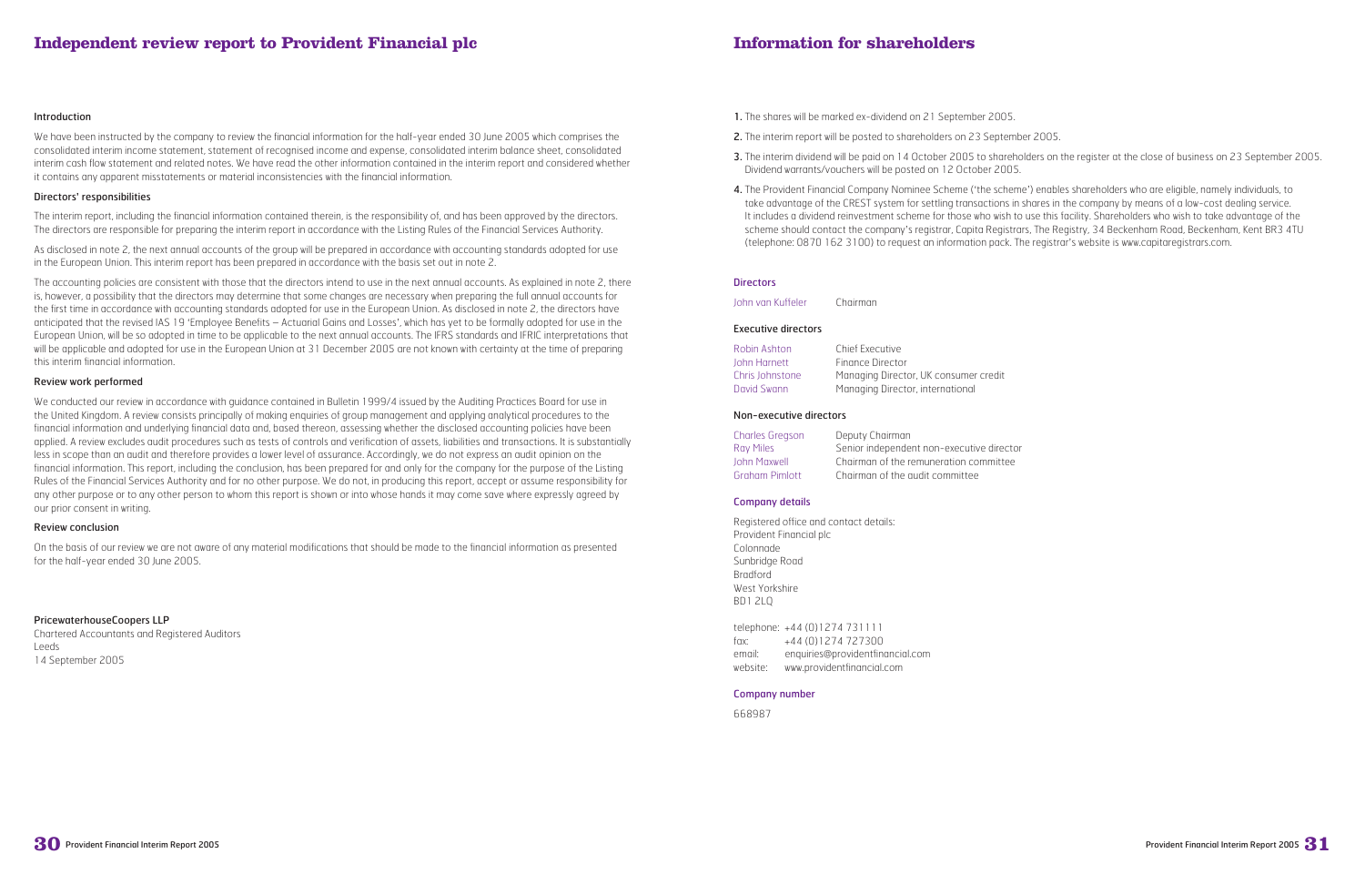# Independent review report to Provident Financial plc

## Introduction

We have been instructed by the company to review the financial information for the half-year ended 30 June 2005 which comprises the consolidated interim income statement, statement of recognised income and expense, consolidated interim balance sheet, consolidated interim cash flow statement and related notes. We have read the other information contained in the interim report and considered whether it contains any apparent misstatements or material inconsistencies with the financial information.

## Directors' responsibilities

The interim report, including the financial information contained therein, is the responsibility of, and has been approved by the directors. The directors are responsible for preparing the interim report in accordance with the Listing Rules of the Financial Services Authority.

As disclosed in note 2, the next annual accounts of the group will be prepared in accordance with accounting standards adopted for use in the European Union. This interim report has been prepared in accordance with the basis set out in note 2.

The accounting policies are consistent with those that the directors intend to use in the next annual accounts. As explained in note 2, there is, however, a possibility that the directors may determine that some changes are necessary when preparing the full annual accounts for the first time in accordance with accounting standards adopted for use in the European Union. As disclosed in note 2, the directors have anticipated that the revised IAS 19 'Employee Benefits – Actuarial Gains and Losses', which has yet to be formally adopted for use in the European Union, will be so adopted in time to be applicable to the next annual accounts. The IFRS standards and IFRIC interpretations that will be applicable and adopted for use in the European Union at 31 December 2005 are not known with certainty at the time of preparing this interim financial information.

## Review work performed

We conducted our review in accordance with guidance contained in Bulletin 1999/4 issued by the Auditing Practices Board for use in the United Kingdom. A review consists principally of making enquiries of group management and applying analytical procedures to the financial information and underlying financial data and, based thereon, assessing whether the disclosed accounting policies have been applied. A review excludes audit procedures such as tests of controls and verification of assets, liabilities and transactions. It is substantially less in scope than an audit and therefore provides a lower level of assurance. Accordingly, we do not express an audit opinion on the financial information. This report, including the conclusion, has been prepared for and only for the company for the purpose of the Listing Rules of the Financial Services Authority and for no other purpose. We do not, in producing this report, accept or assume responsibility for any other purpose or to any other person to whom this report is shown or into whose hands it may come save where expressly agreed by our prior consent in writing.

## Review conclusion

On the basis of our review we are not aware of any material modifications that should be made to the financial information as presented for the half-year ended 30 June 2005.

**PricewaterhouseCoopers LLP**
Chartered Accountants and Registered Auditors
Leeds
14 September 2005

# Information for shareholders

1. The shares will be marked ex-dividend on 21 September 2005.
2. The interim report will be posted to shareholders on 23 September 2005.
3. The interim dividend will be paid on 14 October 2005 to shareholders on the register at the close of business on 23 September 2005. Dividend warrants/vouchers will be posted on 12 October 2005.
4. The Provident Financial Company Nominee Scheme ('the scheme') enables shareholders who are eligible, namely individuals, to take advantage of the CREST system for settling transactions in shares in the company by means of a low-cost dealing service. It includes a dividend reinvestment scheme for those who wish to use this facility. Shareholders who wish to take advantage of the scheme should contact the company's registrar, Capita Registrars, The Registry, 34 Beckenham Road, Beckenham, Kent BR3 4TU (telephone: 0870 162 3100) to request an information pack. The registrar's website is www.capitaregistrars.com.

## Directors

John van Kuffeler — Chairman

### Executive directors

Robin Ashton — Chief Executive
John Harnett — Finance Director
Chris Johnstone — Managing Director, UK consumer credit
David Swann — Managing Director, international

### Non-executive directors

Charles Gregson — Deputy Chairman
Ray Miles — Senior independent non-executive director
John Maxwell — Chairman of the remuneration committee
Graham Pimlott — Chairman of the audit committee

## Company details

Registered office and contact details:
Provident Financial plc
Colonnade
Sunbridge Road
Bradford
West Yorkshire
BD1 2LQ

telephone: +44 (0)1274 731111
fax: +44 (0)1274 727300
email: enquiries@providentfinancial.com
website: www.providentfinancial.com

## Company number

668987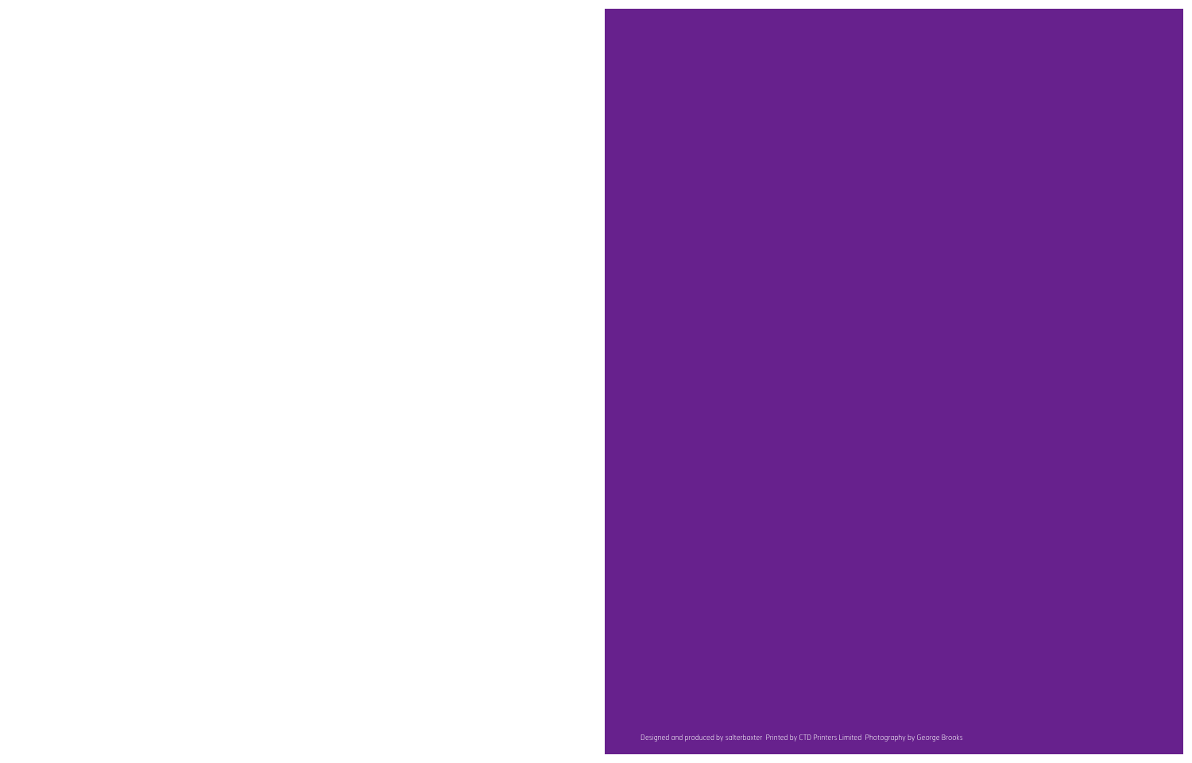Designed and produced by salterbaxter Printed by CTD Printers Limited Photography by George Brooks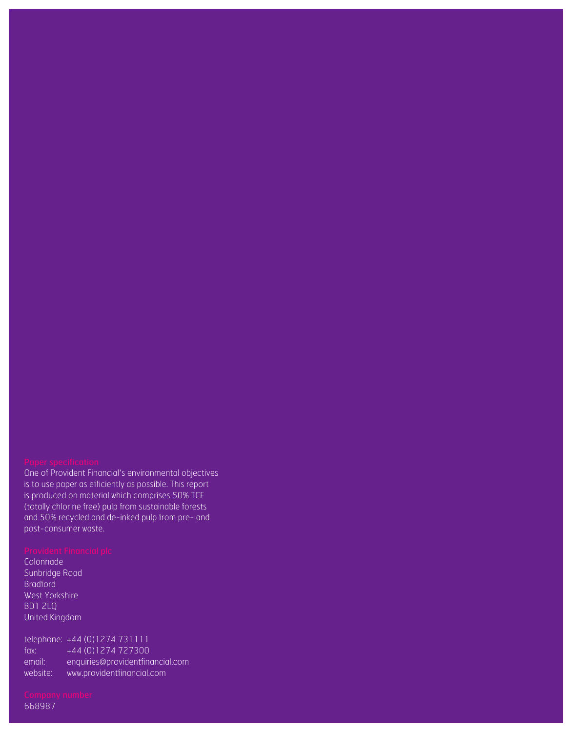## Paper specification

One of Provident Financial's environmental objectives is to use paper as efficiently as possible. This report is produced on material which comprises 50% TCF (totally chlorine free) pulp from sustainable forests and 50% recycled and de-inked pulp from pre- and post-consumer waste.

## Provident Financial plc

Colonnade
Sunbridge Road
Bradford
West Yorkshire
BD1 2LQ
United Kingdom

| | |
|---|---|
| telephone: | +44 (0)1274 731111 |
| fax: | +44 (0)1274 727300 |
| email: | enquiries@providentfinancial.com |
| website: | www.providentfinancial.com |

## Company number

668987